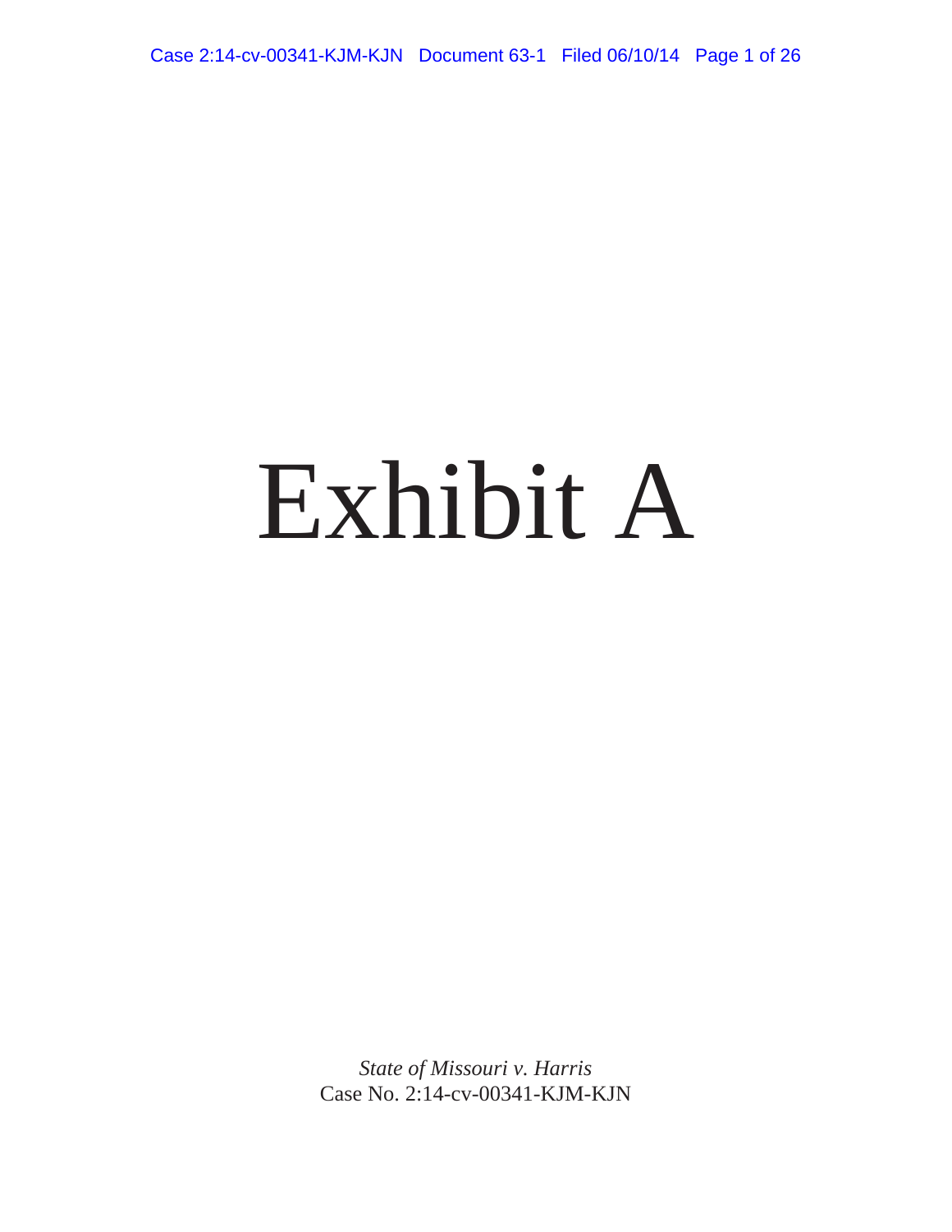# Exhibit A

*State of Missouri v. Harris*
Case No. 2:14-cv-00341-KJM-KJN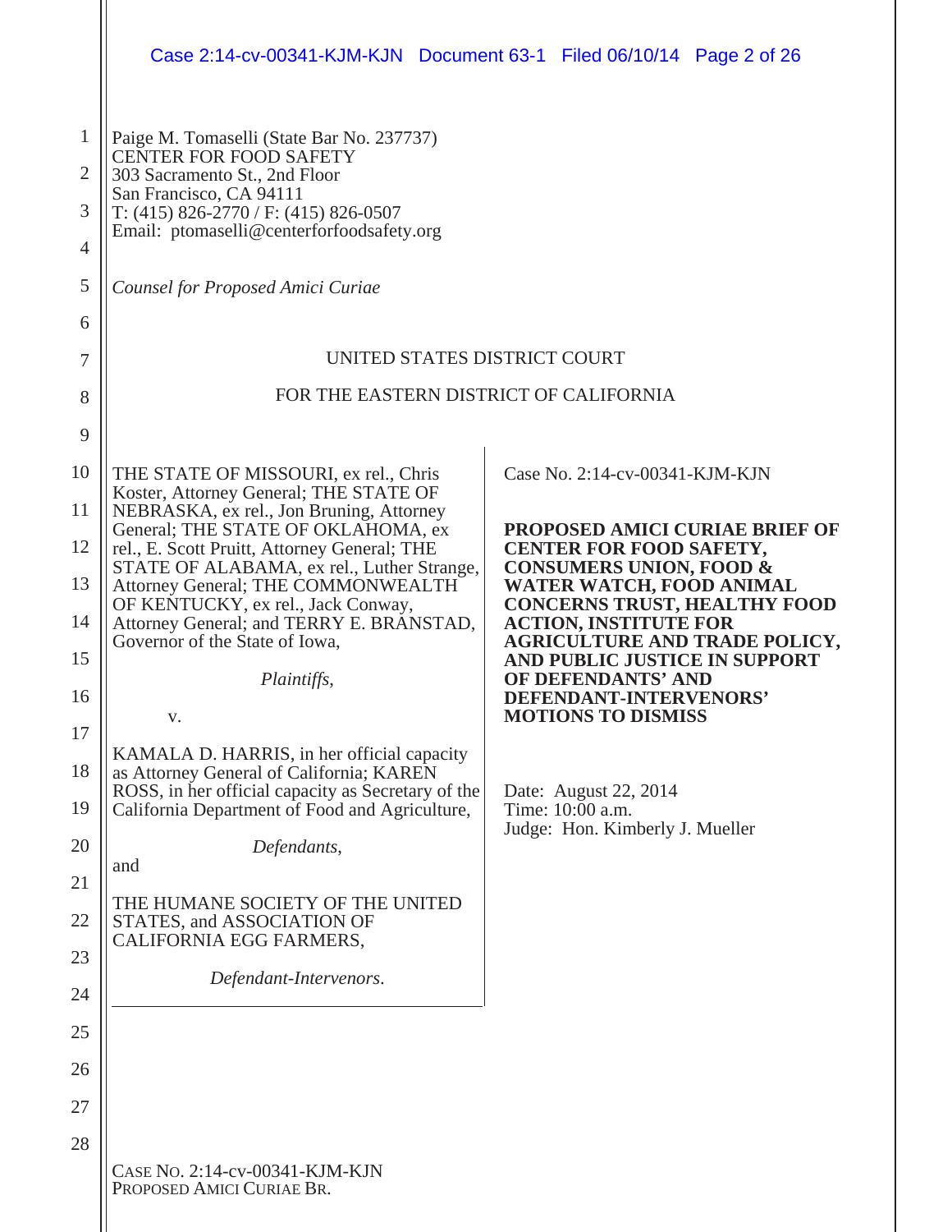Paige M. Tomaselli (State Bar No. 237737)
CENTER FOR FOOD SAFETY
303 Sacramento St., 2nd Floor
San Francisco, CA 94111
T: (415) 826-2770 / F: (415) 826-0507
Email: ptomaselli@centerforfoodsafety.org

*Counsel for Proposed Amici Curiae*

UNITED STATES DISTRICT COURT

FOR THE EASTERN DISTRICT OF CALIFORNIA

THE STATE OF MISSOURI, ex rel., Chris Koster, Attorney General; THE STATE OF NEBRASKA, ex rel., Jon Bruning, Attorney General; THE STATE OF OKLAHOMA, ex rel., E. Scott Pruitt, Attorney General; THE STATE OF ALABAMA, ex rel., Luther Strange, Attorney General; THE COMMONWEALTH OF KENTUCKY, ex rel., Jack Conway, Attorney General; and TERRY E. BRANSTAD, Governor of the State of Iowa,

*Plaintiffs*,

v.

KAMALA D. HARRIS, in her official capacity as Attorney General of California; KAREN ROSS, in her official capacity as Secretary of the California Department of Food and Agriculture,

*Defendants*,

and

THE HUMANE SOCIETY OF THE UNITED STATES, and ASSOCIATION OF CALIFORNIA EGG FARMERS,

*Defendant-Intervenors*.

Case No. 2:14-cv-00341-KJM-KJN

**PROPOSED AMICI CURIAE BRIEF OF CENTER FOR FOOD SAFETY, CONSUMERS UNION, FOOD & WATER WATCH, FOOD ANIMAL CONCERNS TRUST, HEALTHY FOOD ACTION, INSTITUTE FOR AGRICULTURE AND TRADE POLICY, AND PUBLIC JUSTICE IN SUPPORT OF DEFENDANTS' AND DEFENDANT-INTERVENORS' MOTIONS TO DISMISS**

Date: August 22, 2014
Time: 10:00 a.m.
Judge: Hon. Kimberly J. Mueller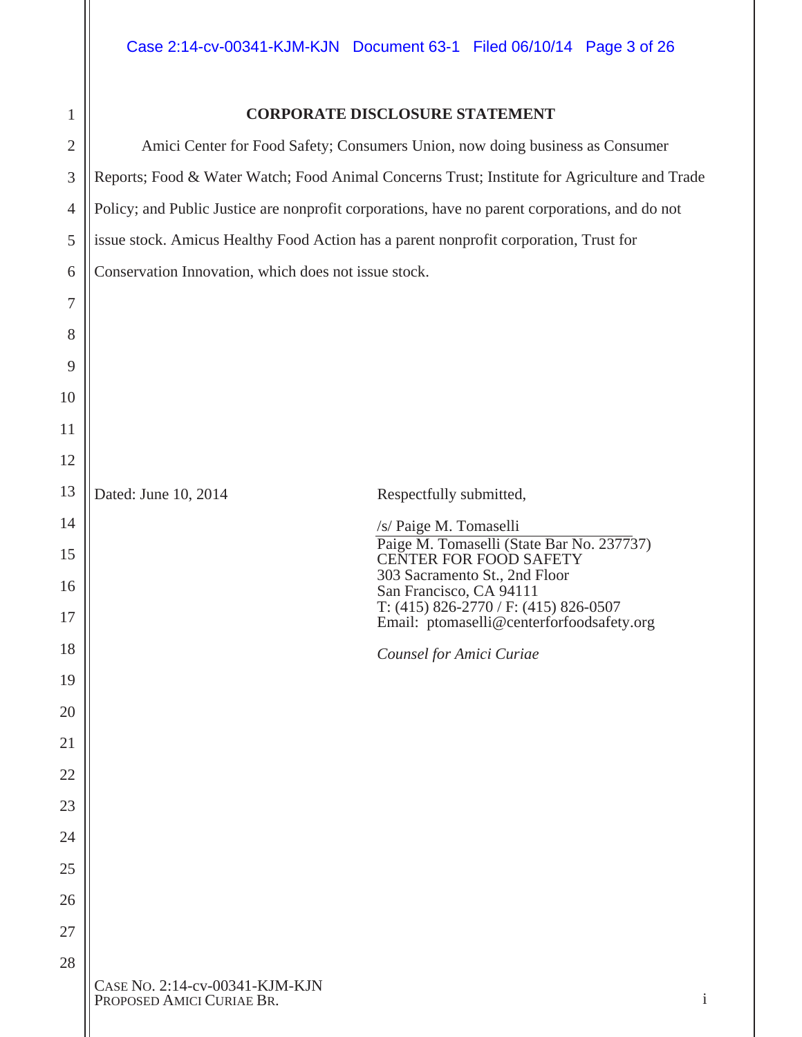## CORPORATE DISCLOSURE STATEMENT

Amici Center for Food Safety; Consumers Union, now doing business as Consumer Reports; Food & Water Watch; Food Animal Concerns Trust; Institute for Agriculture and Trade Policy; and Public Justice are nonprofit corporations, have no parent corporations, and do not issue stock. Amicus Healthy Food Action has a parent nonprofit corporation, Trust for Conservation Innovation, which does not issue stock.

Dated: June 10, 2014

Respectfully submitted,

/s/ Paige M. Tomaselli
Paige M. Tomaselli (State Bar No. 237737)
CENTER FOR FOOD SAFETY
303 Sacramento St., 2nd Floor
San Francisco, CA 94111
T: (415) 826-2770 / F: (415) 826-0507
Email: ptomaselli@centerforfoodsafety.org

*Counsel for Amici Curiae*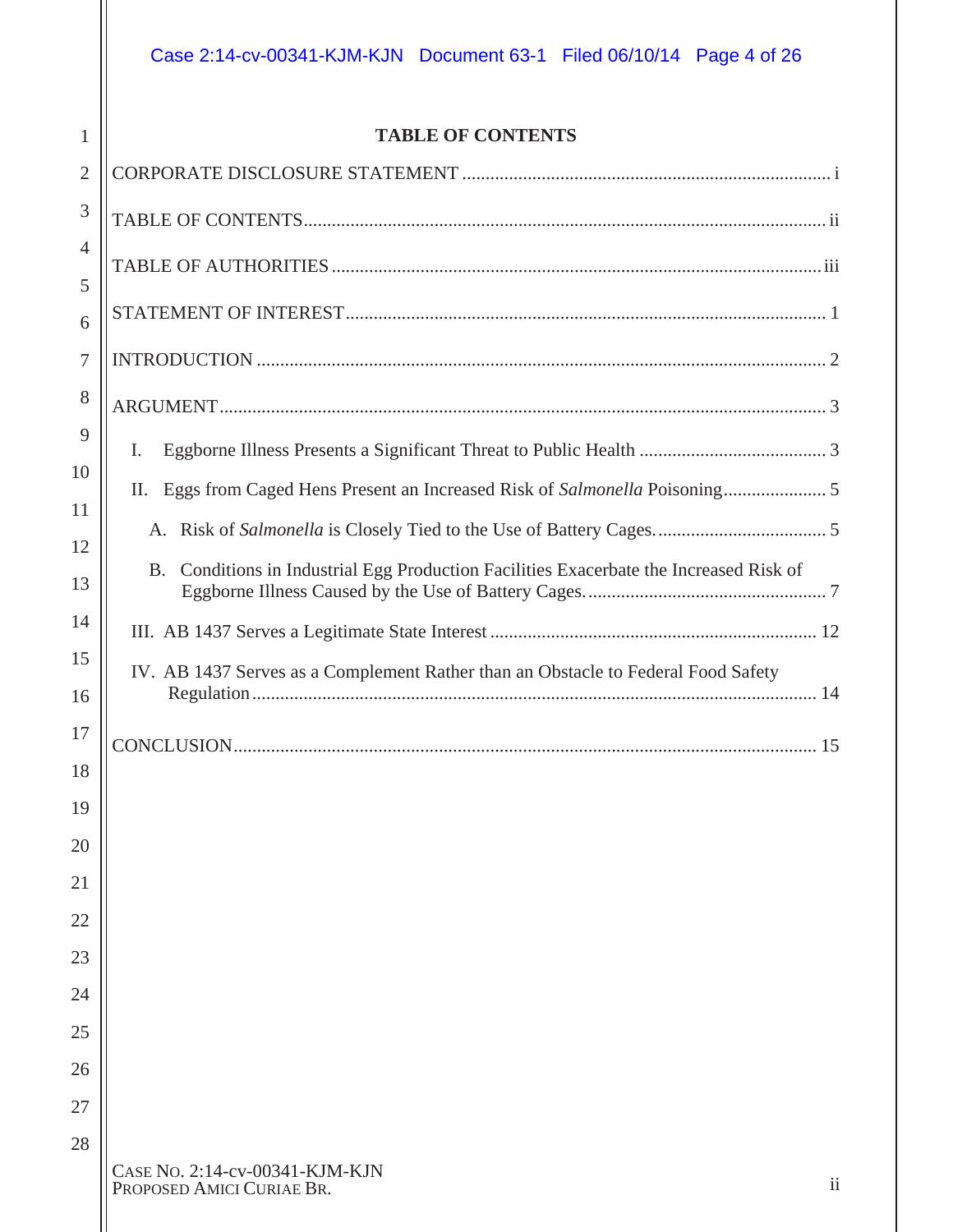## TABLE OF CONTENTS

CORPORATE DISCLOSURE STATEMENT .............................................................................. i

TABLE OF CONTENTS............................................................................................................. ii

TABLE OF AUTHORITIES ......................................................................................................iii

STATEMENT OF INTEREST..................................................................................................... 1

INTRODUCTION ........................................................................................................................ 2

ARGUMENT................................................................................................................................ 3

- I. Eggborne Illness Presents a Significant Threat to Public Health ........................................ 3
- II. Eggs from Caged Hens Present an Increased Risk of *Salmonella* Poisoning...................... 5
  - A. Risk of *Salmonella* is Closely Tied to the Use of Battery Cages.................................... 5
  - B. Conditions in Industrial Egg Production Facilities Exacerbate the Increased Risk of Eggborne Illness Caused by the Use of Battery Cages................................................... 7
- III. AB 1437 Serves a Legitimate State Interest ..................................................................... 12
- IV. AB 1437 Serves as a Complement Rather than an Obstacle to Federal Food Safety Regulation ........................................................................................................................ 14

CONCLUSION........................................................................................................................... 15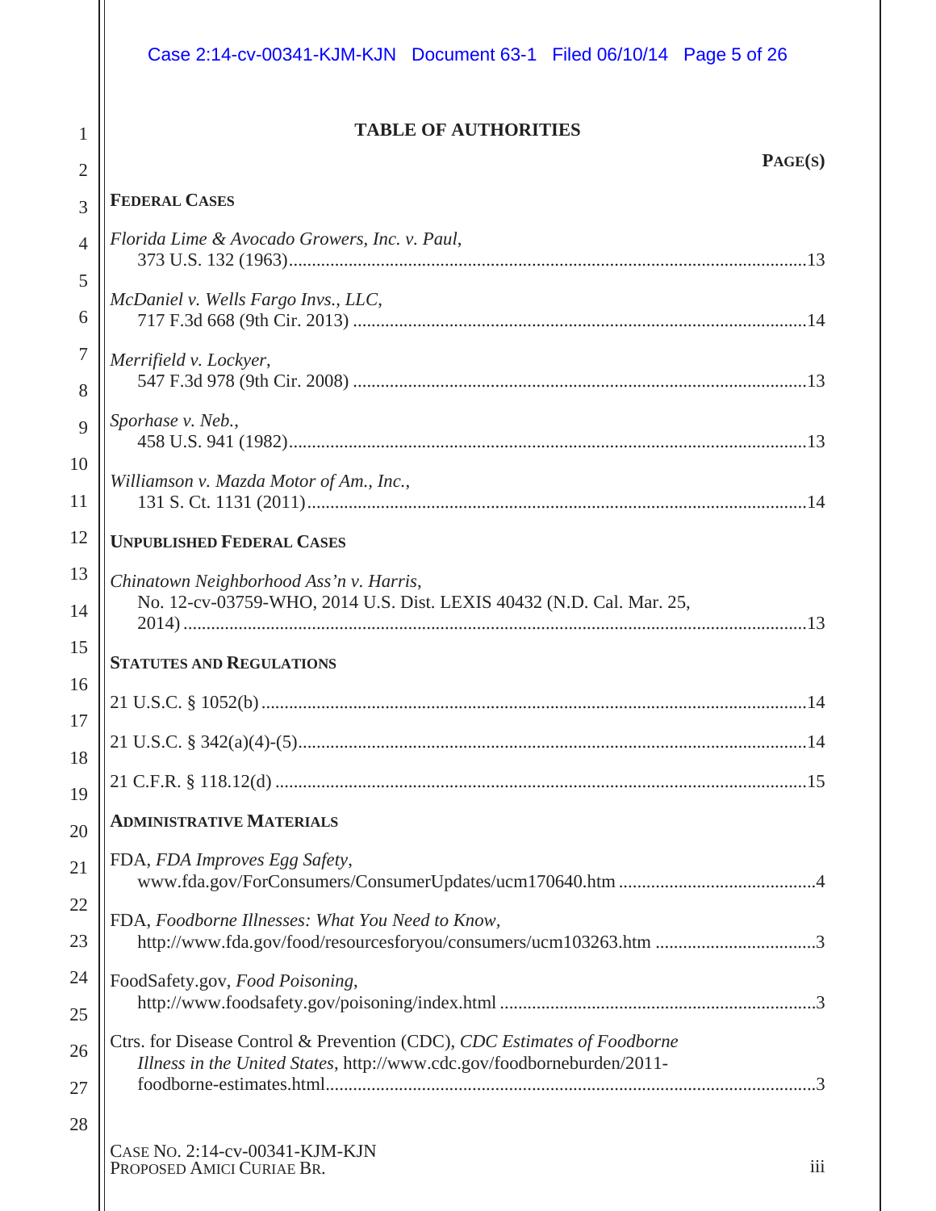# TABLE OF AUTHORITIES

**PAGE(S)**

## FEDERAL CASES

*Florida Lime & Avocado Growers, Inc. v. Paul*,
373 U.S. 132 (1963)....................................................................................................13

*McDaniel v. Wells Fargo Invs., LLC*,
717 F.3d 668 (9th Cir. 2013) .......................................................................................14

*Merrifield v. Lockyer*,
547 F.3d 978 (9th Cir. 2008) .......................................................................................13

*Sporhase v. Neb.*,
458 U.S. 941 (1982)....................................................................................................13

*Williamson v. Mazda Motor of Am., Inc.*,
131 S. Ct. 1131 (2011)................................................................................................14

## UNPUBLISHED FEDERAL CASES

*Chinatown Neighborhood Ass'n v. Harris*,
No. 12-cv-03759-WHO, 2014 U.S. Dist. LEXIS 40432 (N.D. Cal. Mar. 25, 2014) ...........................................................................................................................13

## STATUTES AND REGULATIONS

21 U.S.C. § 1052(b) ..........................................................................................................14

21 U.S.C. § 342(a)(4)-(5)...................................................................................................14

21 C.F.R. § 118.12(d) .......................................................................................................15

## ADMINISTRATIVE MATERIALS

FDA, *FDA Improves Egg Safety*,
www.fda.gov/ForConsumers/ConsumerUpdates/ucm170640.htm ..........................................4

FDA, *Foodborne Illnesses: What You Need to Know*,
http://www.fda.gov/food/resourcesforyou/consumers/ucm103263.htm ..................................3

FoodSafety.gov, *Food Poisoning*,
http://www.foodsafety.gov/poisoning/index.html ....................................................................3

Ctrs. for Disease Control & Prevention (CDC), *CDC Estimates of Foodborne Illness in the United States*, http://www.cdc.gov/foodborneburden/2011-foodborne-estimates.html........................................................................................................3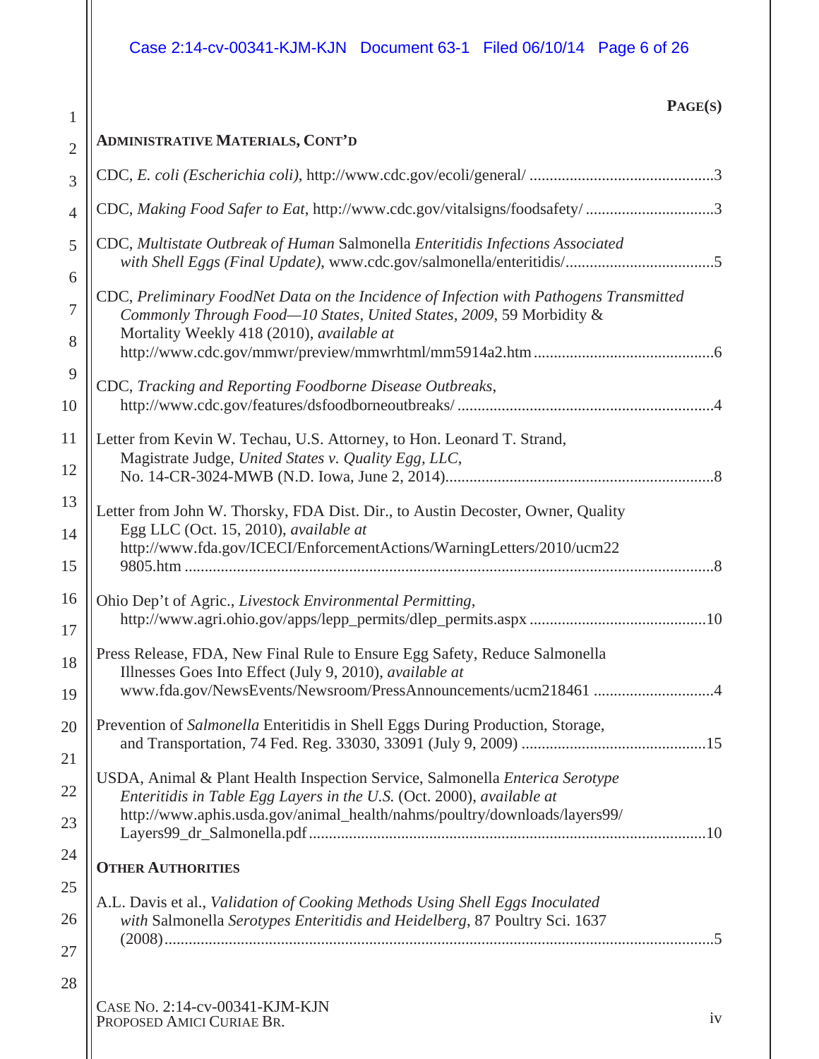**PAGE(S)**

**ADMINISTRATIVE MATERIALS, CONT'D**

CDC, *E. coli (Escherichia coli)*, http://www.cdc.gov/ecoli/general/ .............................................3

CDC, *Making Food Safer to Eat*, http://www.cdc.gov/vitalsigns/foodsafety/ ................................3

CDC, *Multistate Outbreak of Human* Salmonella *Enteritidis Infections Associated with Shell Eggs (Final Update)*, www.cdc.gov/salmonella/enteritidis/....................................5

CDC, *Preliminary FoodNet Data on the Incidence of Infection with Pathogens Transmitted Commonly Through Food—10 States, United States, 2009*, 59 Morbidity & Mortality Weekly 418 (2010), *available at* http://www.cdc.gov/mmwr/preview/mmwrhtml/mm5914a2.htm.............................................6

CDC, *Tracking and Reporting Foodborne Disease Outbreaks*, http://www.cdc.gov/features/dsfoodborneoutbreaks/ ...............................................................4

Letter from Kevin W. Techau, U.S. Attorney, to Hon. Leonard T. Strand, Magistrate Judge, *United States v. Quality Egg, LLC*, No. 14-CR-3024-MWB (N.D. Iowa, June 2, 2014)..................................................................8

Letter from John W. Thorsky, FDA Dist. Dir., to Austin Decoster, Owner, Quality Egg LLC (Oct. 15, 2010), *available at* http://www.fda.gov/ICECI/EnforcementActions/WarningLetters/2010/ucm229805.htm ....................................................................................................................8

Ohio Dep't of Agric., *Livestock Environmental Permitting*, http://www.agri.ohio.gov/apps/lepp_permits/dlep_permits.aspx ............................................10

Press Release, FDA, New Final Rule to Ensure Egg Safety, Reduce Salmonella Illnesses Goes Into Effect (July 9, 2010), *available at* www.fda.gov/NewsEvents/Newsroom/PressAnnouncements/ucm218461 ..............................4

Prevention of *Salmonella* Enteritidis in Shell Eggs During Production, Storage, and Transportation, 74 Fed. Reg. 33030, 33091 (July 9, 2009) .............................................15

USDA, Animal & Plant Health Inspection Service, Salmonella *Enterica Serotype Enteritidis in Table Egg Layers in the U.S.* (Oct. 2000), *available at* http://www.aphis.usda.gov/animal_health/nahms/poultry/downloads/layers99/Layers99_dr_Salmonella.pdf..................................................................................................10

**OTHER AUTHORITIES**

A.L. Davis et al., *Validation of Cooking Methods Using Shell Eggs Inoculated with* Salmonella *Serotypes Enteritidis and Heidelberg*, 87 Poultry Sci. 1637 (2008).......................................................................................................................................5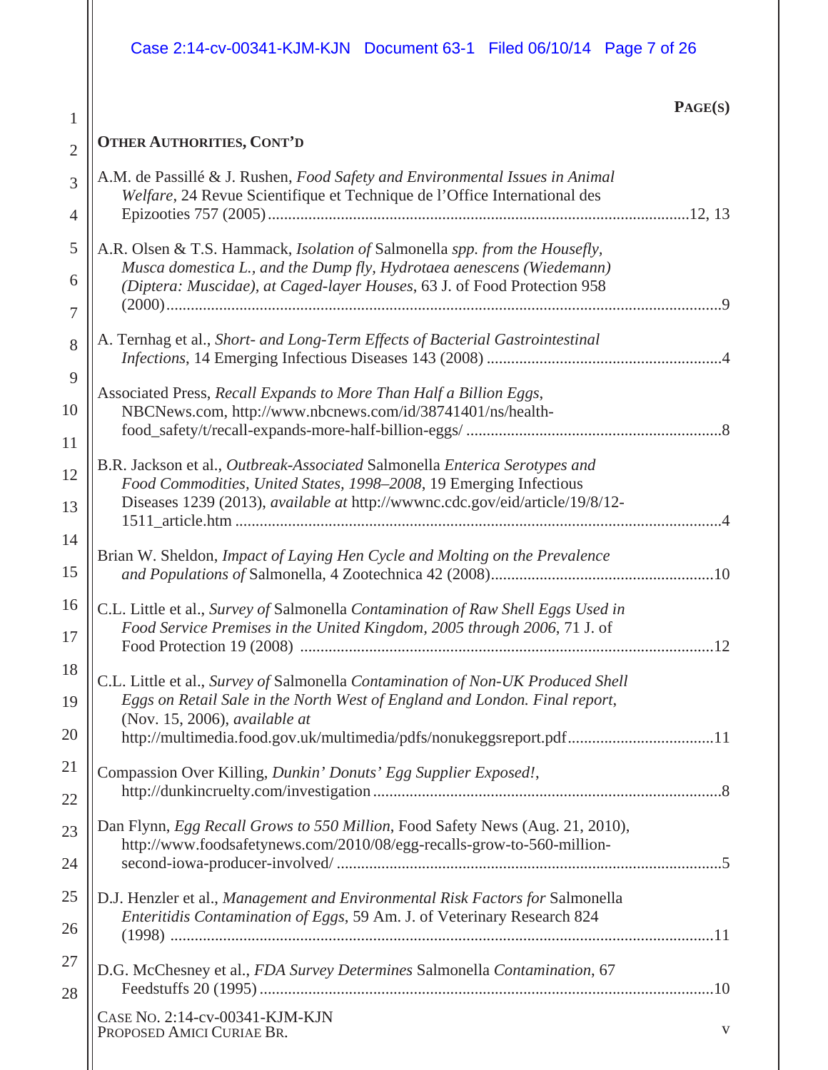**PAGE(S)**

**OTHER AUTHORITIES, CONT'D**

A.M. de Passillé & J. Rushen, *Food Safety and Environmental Issues in Animal Welfare*, 24 Revue Scientifique et Technique de l'Office International des Epizooties 757 (2005) ........................................................................................................12, 13

A.R. Olsen & T.S. Hammack, *Isolation of* Salmonella *spp. from the Housefly, Musca domestica L., and the Dump fly, Hydrotaea aenescens (Wiedemann) (Diptera: Muscidae), at Caged-layer Houses*, 63 J. of Food Protection 958 (2000) ........................................................................................................................9

A. Ternhag et al., *Short- and Long-Term Effects of Bacterial Gastrointestinal Infections*, 14 Emerging Infectious Diseases 143 (2008) ..........................................................4

Associated Press, *Recall Expands to More Than Half a Billion Eggs*, NBCNews.com, http://www.nbcnews.com/id/38741401/ns/health-food_safety/t/recall-expands-more-half-billion-eggs/ ...............................................................8

B.R. Jackson et al., *Outbreak-Associated* Salmonella *Enterica Serotypes and Food Commodities, United States, 1998–2008*, 19 Emerging Infectious Diseases 1239 (2013), *available at* http://wwwnc.cdc.gov/eid/article/19/8/12-1511_article.htm ......................................................................................................................4

Brian W. Sheldon, *Impact of Laying Hen Cycle and Molting on the Prevalence and Populations of* Salmonella, 4 Zootechnica 42 (2008).......................................................10

C.L. Little et al., *Survey of* Salmonella *Contamination of Raw Shell Eggs Used in Food Service Premises in the United Kingdom, 2005 through 2006*, 71 J. of Food Protection 19 (2008) .....................................................................................................12

C.L. Little et al., *Survey of* Salmonella *Contamination of Non-UK Produced Shell Eggs on Retail Sale in the North West of England and London. Final report*, (Nov. 15, 2006), *available at* http://multimedia.food.gov.uk/multimedia/pdfs/nonukeggsreport.pdf....................................11

Compassion Over Killing, *Dunkin' Donuts' Egg Supplier Exposed!*, http://dunkincruelty.com/investigation .....................................................................................8

Dan Flynn, *Egg Recall Grows to 550 Million*, Food Safety News (Aug. 21, 2010), http://www.foodsafetynews.com/2010/08/egg-recalls-grow-to-560-million-second-iowa-producer-involved/ ...............................................................................5

D.J. Henzler et al., *Management and Environmental Risk Factors for* Salmonella *Enteritidis Contamination of Eggs*, 59 Am. J. of Veterinary Research 824 (1998) .....................................................................................................................................11

D.G. McChesney et al., *FDA Survey Determines* Salmonella *Contamination*, 67 Feedstuffs 20 (1995) ...............................................................................................................10

CASE NO. 2:14-cv-00341-KJM-KJN
PROPOSED AMICI CURIAE BR.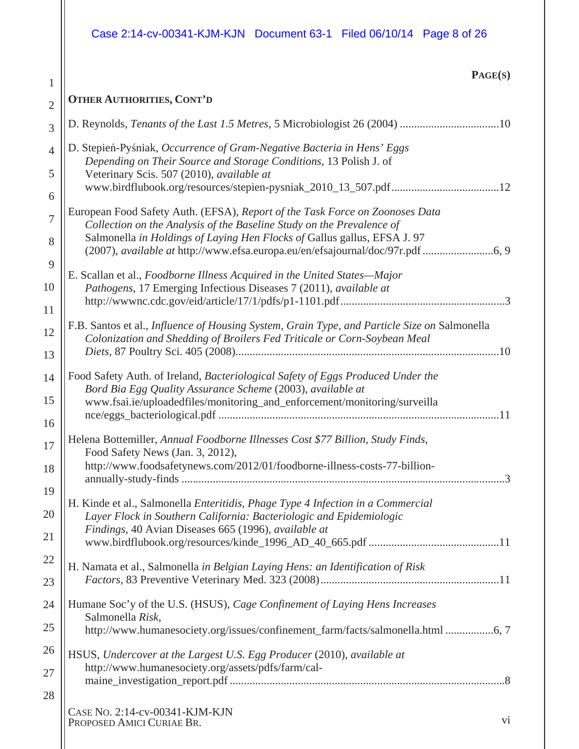PAGE(S)

**OTHER AUTHORITIES, CONT'D**

D. Reynolds, *Tenants of the Last 1.5 Metres*, 5 Microbiologist 26 (2004) ....................................10

D. Stepień-Pyśniak, *Occurrence of Gram-Negative Bacteria in Hens' Eggs Depending on Their Source and Storage Conditions*, 13 Polish J. of Veterinary Scis. 507 (2010), *available at* www.birdflubook.org/resources/stepien-pysniak_2010_13_507.pdf......................................12

European Food Safety Auth. (EFSA), *Report of the Task Force on Zoonoses Data Collection on the Analysis of the Baseline Study on the Prevalence of* Salmonella *in Holdings of Laying Hen Flocks of* Gallus gallus, EFSA J. 97 (2007), *available at* http://www.efsa.europa.eu/en/efsajournal/doc/97r.pdf .........................6, 9

E. Scallan et al., *Foodborne Illness Acquired in the United States—Major Pathogens*, 17 Emerging Infectious Diseases 7 (2011), *available at* http://wwwnc.cdc.gov/eid/article/17/1/pdfs/p1-1101.pdf..........................................................3

F.B. Santos et al., *Influence of Housing System, Grain Type, and Particle Size on* Salmonella *Colonization and Shedding of Broilers Fed Triticale or Corn-Soybean Meal Diets*, 87 Poultry Sci. 405 (2008).............................................................................................10

Food Safety Auth. of Ireland, *Bacteriological Safety of Eggs Produced Under the Bord Bia Egg Quality Assurance Scheme* (2003), *available at* www.fsai.ie/uploadedfiles/monitoring_and_enforcement/monitoring/surveillance/eggs_bacteriological.pdf ...................................................................................................11

Helena Bottemiller, *Annual Foodborne Illnesses Cost $77 Billion, Study Finds*, Food Safety News (Jan. 3, 2012), http://www.foodsafetynews.com/2012/01/foodborne-illness-costs-77-billion-annually-study-finds ..................................................................................................................3

H. Kinde et al., Salmonella *Enteritidis, Phage Type 4 Infection in a Commercial Layer Flock in Southern California: Bacteriologic and Epidemiologic Findings*, 40 Avian Diseases 665 (1996), *available at* www.birdflubook.org/resources/kinde_1996_AD_40_665.pdf ..............................................11

H. Namata et al., Salmonella *in Belgian Laying Hens: an Identification of Risk Factors*, 83 Preventive Veterinary Med. 323 (2008)...............................................................11

Humane Soc'y of the U.S. (HSUS), *Cage Confinement of Laying Hens Increases* Salmonella *Risk*, http://www.humanesociety.org/issues/confinement_farm/facts/salmonella.html .................6, 7

HSUS, *Undercover at the Largest U.S. Egg Producer* (2010), *available at* http://www.humanesociety.org/assets/pdfs/farm/cal-maine_investigation_report.pdf .................................................................................................8

CASE NO. 2:14-cv-00341-KJM-KJN
PROPOSED AMICI CURIAE BR.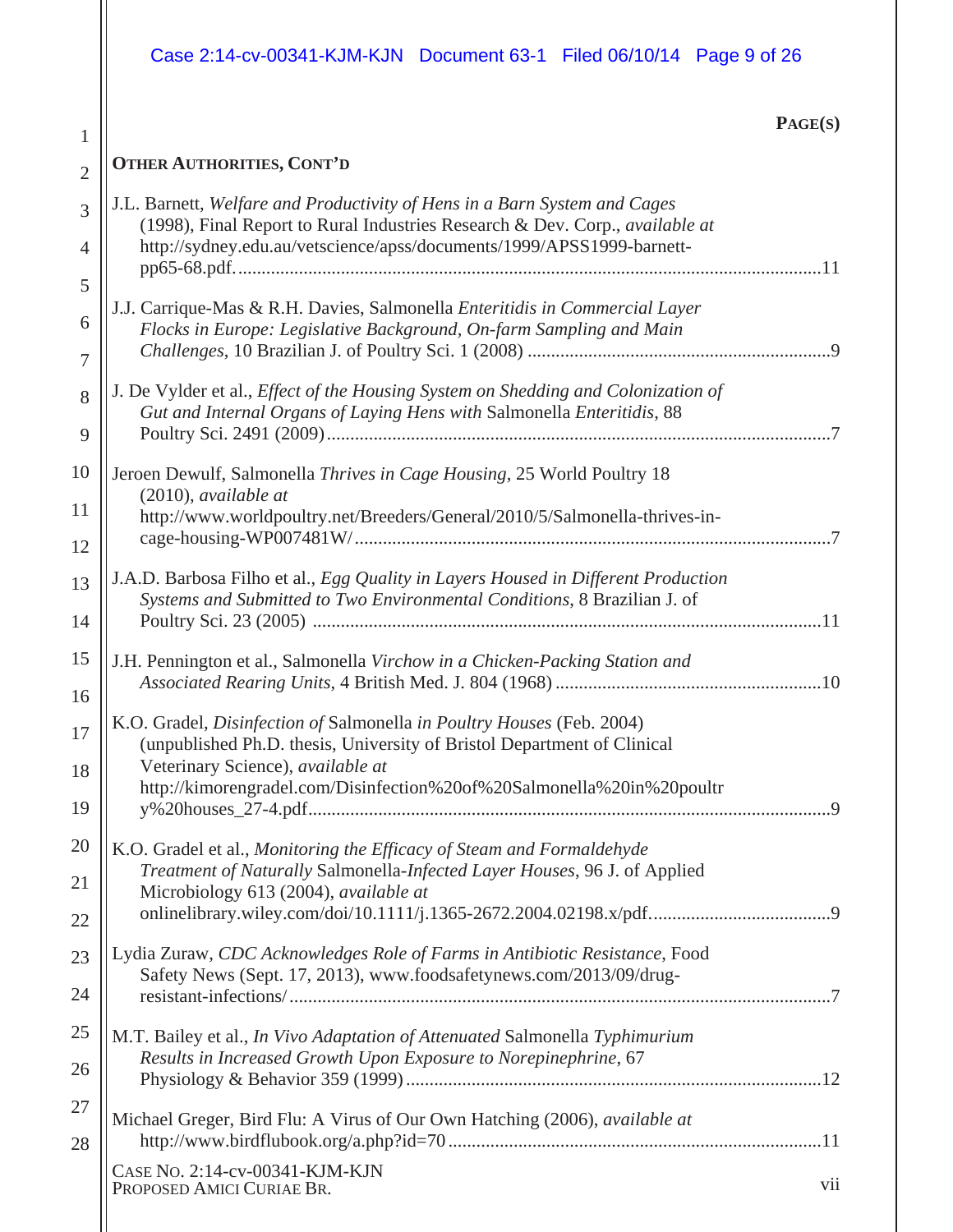**PAGE(S)**

**OTHER AUTHORITIES, CONT'D**

J.L. Barnett, *Welfare and Productivity of Hens in a Barn System and Cages* (1998), Final Report to Rural Industries Research & Dev. Corp., *available at* http://sydney.edu.au/vetscience/apss/documents/1999/APSS1999-barnett-pp65-68.pdf. ............................................................................................................................11

J.J. Carrique-Mas & R.H. Davies, Salmonella *Enteritidis in Commercial Layer Flocks in Europe: Legislative Background, On-farm Sampling and Main Challenges*, 10 Brazilian J. of Poultry Sci. 1 (2008) .................................................................9

J. De Vylder et al., *Effect of the Housing System on Shedding and Colonization of Gut and Internal Organs of Laying Hens with* Salmonella *Enteritidis*, 88 Poultry Sci. 2491 (2009)............................................................................................................7

Jeroen Dewulf, Salmonella *Thrives in Cage Housing*, 25 World Poultry 18 (2010), *available at* http://www.worldpoultry.net/Breeders/General/2010/5/Salmonella-thrives-in-cage-housing-WP007481W/ .....................................................................................................7

J.A.D. Barbosa Filho et al., *Egg Quality in Layers Housed in Different Production Systems and Submitted to Two Environmental Conditions*, 8 Brazilian J. of Poultry Sci. 23 (2005) ...........................................................................................................11

J.H. Pennington et al., Salmonella *Virchow in a Chicken-Packing Station and Associated Rearing Units*, 4 British Med. J. 804 (1968) .........................................................10

K.O. Gradel, *Disinfection of* Salmonella *in Poultry Houses* (Feb. 2004) (unpublished Ph.D. thesis, University of Bristol Department of Clinical Veterinary Science), *available at* http://kimorengradel.com/Disinfection%20of%20Salmonella%20in%20poultry%20houses_27-4.pdf................................................................................................................9

K.O. Gradel et al., *Monitoring the Efficacy of Steam and Formaldehyde Treatment of Naturally* Salmonella-*Infected Layer Houses*, 96 J. of Applied Microbiology 613 (2004), *available at* onlinelibrary.wiley.com/doi/10.1111/j.1365-2672.2004.02198.x/pdf.......................................9

Lydia Zuraw, *CDC Acknowledges Role of Farms in Antibiotic Resistance*, Food Safety News (Sept. 17, 2013), www.foodsafetynews.com/2013/09/drug-resistant-infections/....................................................................................................................7

M.T. Bailey et al., *In Vivo Adaptation of Attenuated* Salmonella *Typhimurium Results in Increased Growth Upon Exposure to Norepinephrine*, 67 Physiology & Behavior 359 (1999) .........................................................................................12

Michael Greger, Bird Flu: A Virus of Our Own Hatching (2006), *available at* http://www.birdflubook.org/a.php?id=70 ..............................................................................11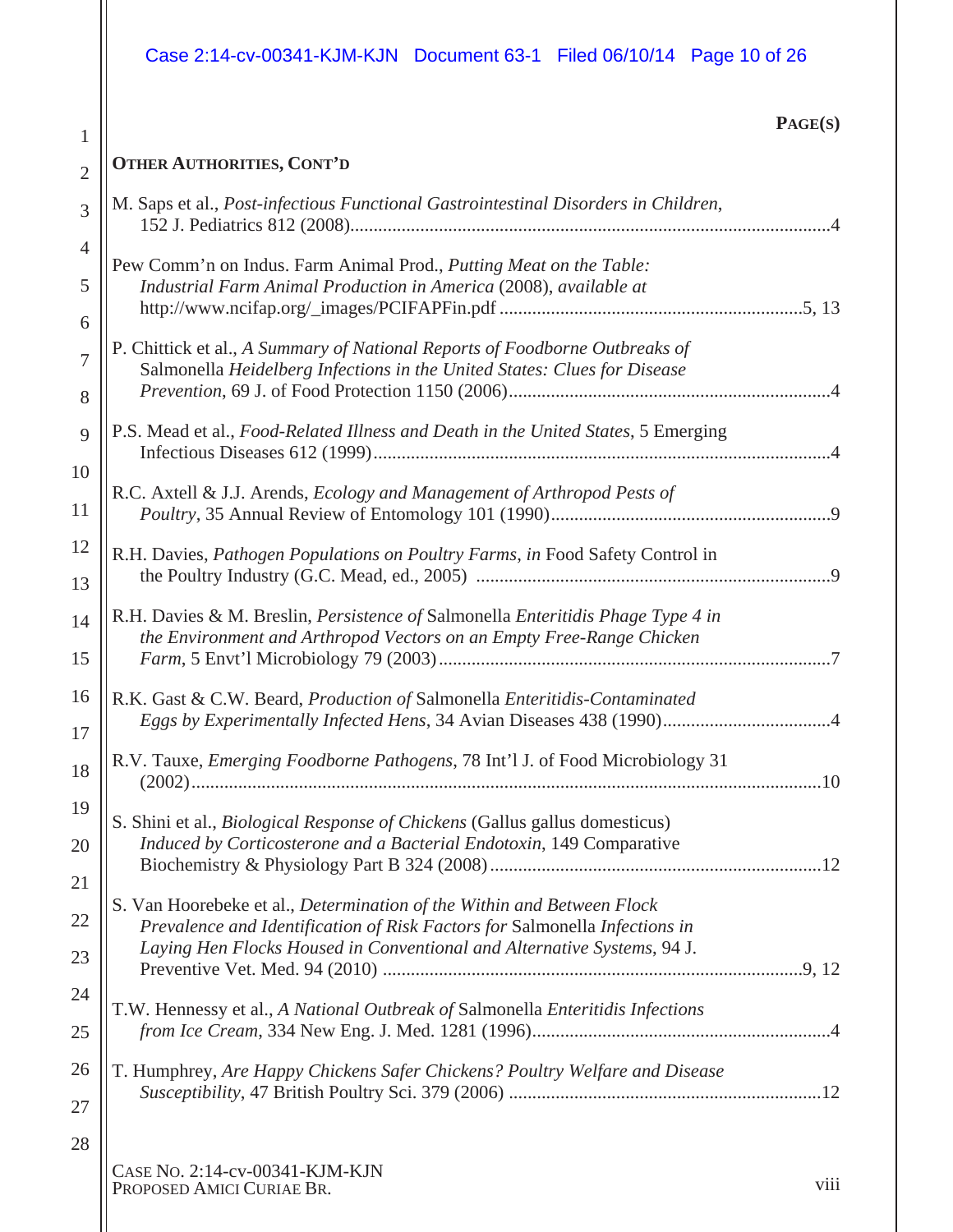**PAGE(S)**

**OTHER AUTHORITIES, CONT'D**

M. Saps et al., *Post-infectious Functional Gastrointestinal Disorders in Children*, 152 J. Pediatrics 812 (2008)....................................................................................................4

Pew Comm'n on Indus. Farm Animal Prod., *Putting Meat on the Table: Industrial Farm Animal Production in America* (2008), *available at* http://www.ncifap.org/_images/PCIFAPFin.pdf ...............................................................5, 13

P. Chittick et al., *A Summary of National Reports of Foodborne Outbreaks of* Salmonella *Heidelberg Infections in the United States: Clues for Disease Prevention*, 69 J. of Food Protection 1150 (2006)....................................................................4

P.S. Mead et al., *Food-Related Illness and Death in the United States*, 5 Emerging Infectious Diseases 612 (1999).................................................................................................4

R.C. Axtell & J.J. Arends, *Ecology and Management of Arthropod Pests of Poultry*, 35 Annual Review of Entomology 101 (1990)...........................................................9

R.H. Davies, *Pathogen Populations on Poultry Farms*, *in* Food Safety Control in the Poultry Industry (G.C. Mead, ed., 2005) ...........................................................................9

R.H. Davies & M. Breslin, *Persistence of* Salmonella *Enteritidis Phage Type 4 in the Environment and Arthropod Vectors on an Empty Free-Range Chicken Farm*, 5 Envt'l Microbiology 79 (2003)...................................................................................7

R.K. Gast & C.W. Beard, *Production of* Salmonella *Enteritidis-Contaminated Eggs by Experimentally Infected Hens*, 34 Avian Diseases 438 (1990)....................................4

R.V. Tauxe, *Emerging Foodborne Pathogens*, 78 Int'l J. of Food Microbiology 31 (2002)...................................................................................................................................10

S. Shini et al., *Biological Response of Chickens* (Gallus gallus domesticus) *Induced by Corticosterone and a Bacterial Endotoxin*, 149 Comparative Biochemistry & Physiology Part B 324 (2008).....................................................................12

S. Van Hoorebeke et al., *Determination of the Within and Between Flock Prevalence and Identification of Risk Factors for* Salmonella *Infections in Laying Hen Flocks Housed in Conventional and Alternative Systems*, 94 J. Preventive Vet. Med. 94 (2010) .........................................................................................9, 12

T.W. Hennessy et al., *A National Outbreak of* Salmonella *Enteritidis Infections from Ice Cream*, 334 New Eng. J. Med. 1281 (1996)................................................................4

T. Humphrey, *Are Happy Chickens Safer Chickens? Poultry Welfare and Disease Susceptibility*, 47 British Poultry Sci. 379 (2006) ..................................................................12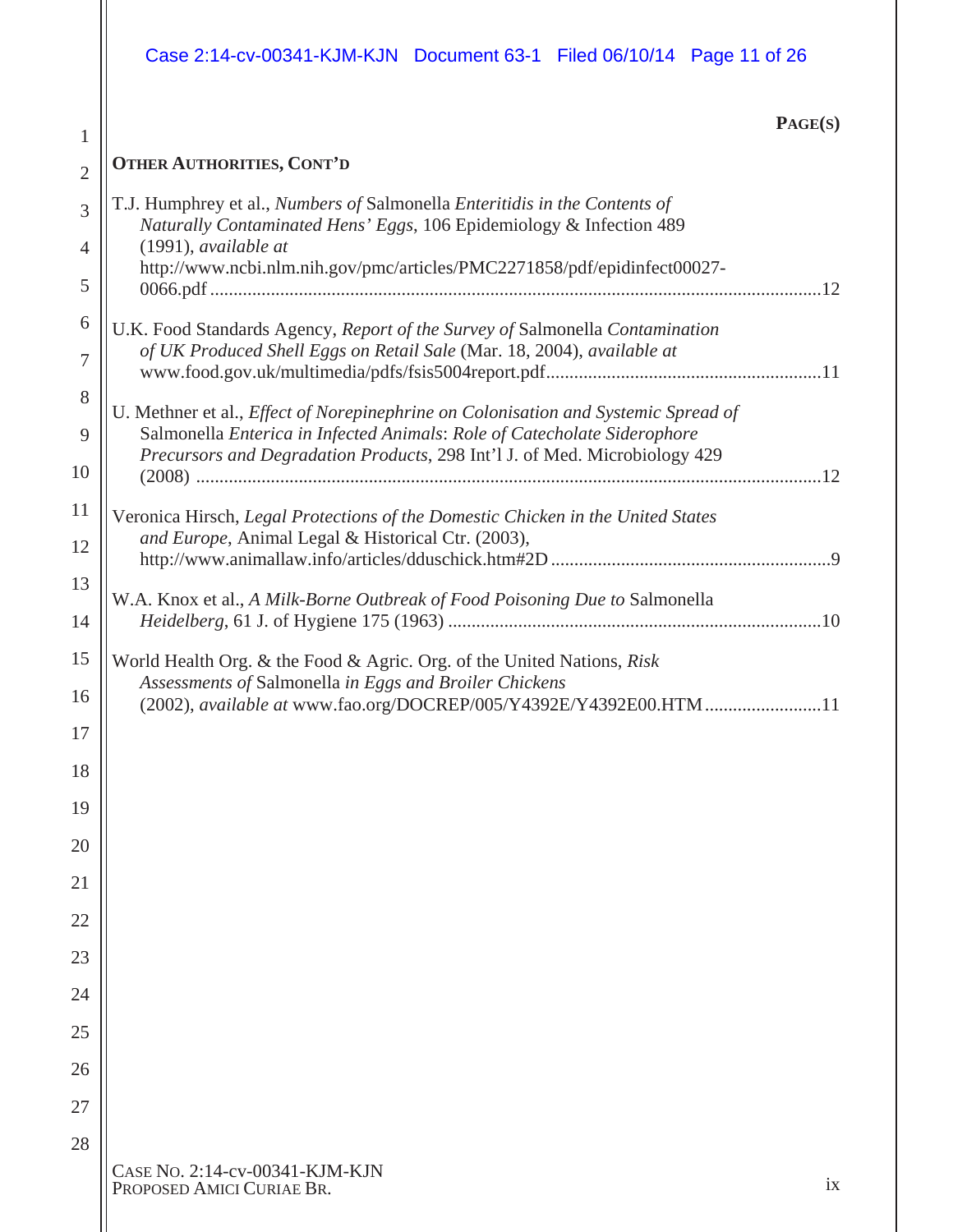**PAGE(S)**

**OTHER AUTHORITIES, CONT'D**

T.J. Humphrey et al., *Numbers of* Salmonella *Enteritidis in the Contents of Naturally Contaminated Hens' Eggs*, 106 Epidemiology & Infection 489 (1991), *available at* http://www.ncbi.nlm.nih.gov/pmc/articles/PMC2271858/pdf/epidinfect00027-0066.pdf ....................12

U.K. Food Standards Agency, *Report of the Survey of* Salmonella *Contamination of UK Produced Shell Eggs on Retail Sale* (Mar. 18, 2004), *available at* www.food.gov.uk/multimedia/pdfs/fsis5004report.pdf ....................11

U. Methner et al., *Effect of Norepinephrine on Colonisation and Systemic Spread of* Salmonella *Enterica in Infected Animals*: *Role of Catecholate Siderophore Precursors and Degradation Products*, 298 Int'l J. of Med. Microbiology 429 (2008) ....................12

Veronica Hirsch, *Legal Protections of the Domestic Chicken in the United States and Europe*, Animal Legal & Historical Ctr. (2003), http://www.animallaw.info/articles/dduschick.htm#2D ....................9

W.A. Knox et al., *A Milk-Borne Outbreak of Food Poisoning Due to* Salmonella *Heidelberg*, 61 J. of Hygiene 175 (1963) ....................10

World Health Org. & the Food & Agric. Org. of the United Nations, *Risk Assessments of* Salmonella *in Eggs and Broiler Chickens* (2002), *available at* www.fao.org/DOCREP/005/Y4392E/Y4392E00.HTM ....................11

CASE NO. 2:14-cv-00341-KJM-KJN
PROPOSED AMICI CURIAE BR.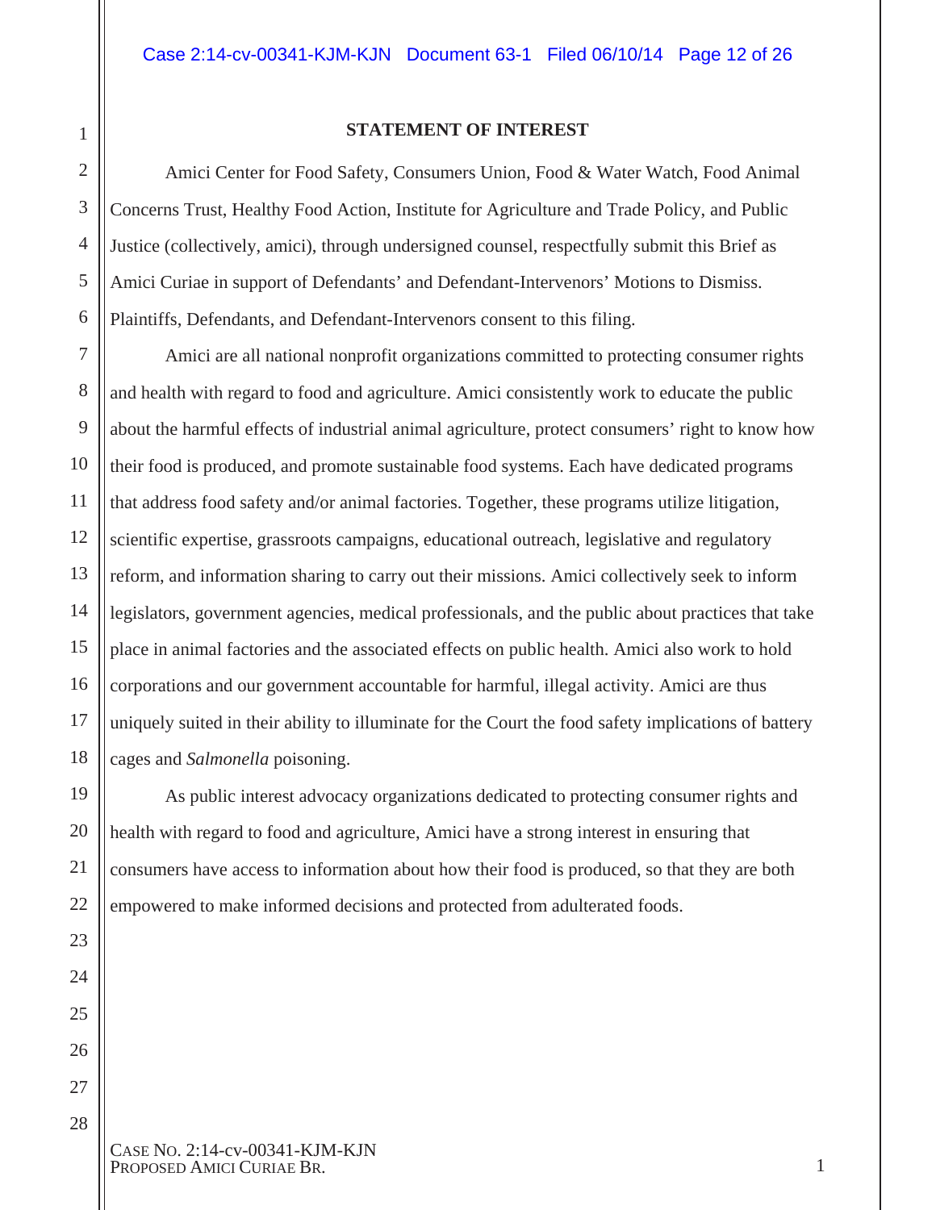## STATEMENT OF INTEREST

Amici Center for Food Safety, Consumers Union, Food & Water Watch, Food Animal Concerns Trust, Healthy Food Action, Institute for Agriculture and Trade Policy, and Public Justice (collectively, amici), through undersigned counsel, respectfully submit this Brief as Amici Curiae in support of Defendants' and Defendant-Intervenors' Motions to Dismiss. Plaintiffs, Defendants, and Defendant-Intervenors consent to this filing.

Amici are all national nonprofit organizations committed to protecting consumer rights and health with regard to food and agriculture. Amici consistently work to educate the public about the harmful effects of industrial animal agriculture, protect consumers' right to know how their food is produced, and promote sustainable food systems. Each have dedicated programs that address food safety and/or animal factories. Together, these programs utilize litigation, scientific expertise, grassroots campaigns, educational outreach, legislative and regulatory reform, and information sharing to carry out their missions. Amici collectively seek to inform legislators, government agencies, medical professionals, and the public about practices that take place in animal factories and the associated effects on public health. Amici also work to hold corporations and our government accountable for harmful, illegal activity. Amici are thus uniquely suited in their ability to illuminate for the Court the food safety implications of battery cages and *Salmonella* poisoning.

As public interest advocacy organizations dedicated to protecting consumer rights and health with regard to food and agriculture, Amici have a strong interest in ensuring that consumers have access to information about how their food is produced, so that they are both empowered to make informed decisions and protected from adulterated foods.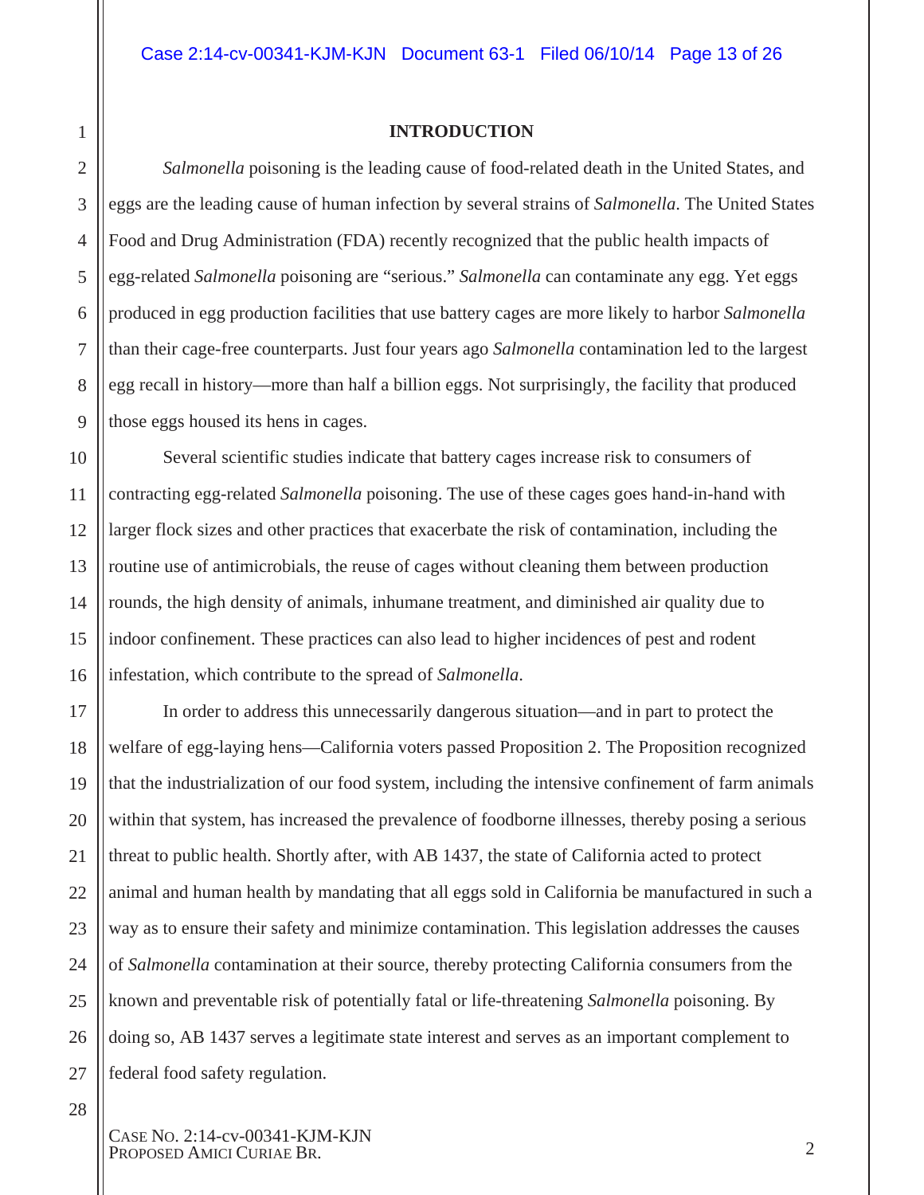## INTRODUCTION

*Salmonella* poisoning is the leading cause of food-related death in the United States, and eggs are the leading cause of human infection by several strains of *Salmonella*. The United States Food and Drug Administration (FDA) recently recognized that the public health impacts of egg-related *Salmonella* poisoning are "serious." *Salmonella* can contaminate any egg. Yet eggs produced in egg production facilities that use battery cages are more likely to harbor *Salmonella* than their cage-free counterparts. Just four years ago *Salmonella* contamination led to the largest egg recall in history—more than half a billion eggs. Not surprisingly, the facility that produced those eggs housed its hens in cages.

Several scientific studies indicate that battery cages increase risk to consumers of contracting egg-related *Salmonella* poisoning. The use of these cages goes hand-in-hand with larger flock sizes and other practices that exacerbate the risk of contamination, including the routine use of antimicrobials, the reuse of cages without cleaning them between production rounds, the high density of animals, inhumane treatment, and diminished air quality due to indoor confinement. These practices can also lead to higher incidences of pest and rodent infestation, which contribute to the spread of *Salmonella*.

In order to address this unnecessarily dangerous situation—and in part to protect the welfare of egg-laying hens—California voters passed Proposition 2. The Proposition recognized that the industrialization of our food system, including the intensive confinement of farm animals within that system, has increased the prevalence of foodborne illnesses, thereby posing a serious threat to public health. Shortly after, with AB 1437, the state of California acted to protect animal and human health by mandating that all eggs sold in California be manufactured in such a way as to ensure their safety and minimize contamination. This legislation addresses the causes of *Salmonella* contamination at their source, thereby protecting California consumers from the known and preventable risk of potentially fatal or life-threatening *Salmonella* poisoning. By doing so, AB 1437 serves a legitimate state interest and serves as an important complement to federal food safety regulation.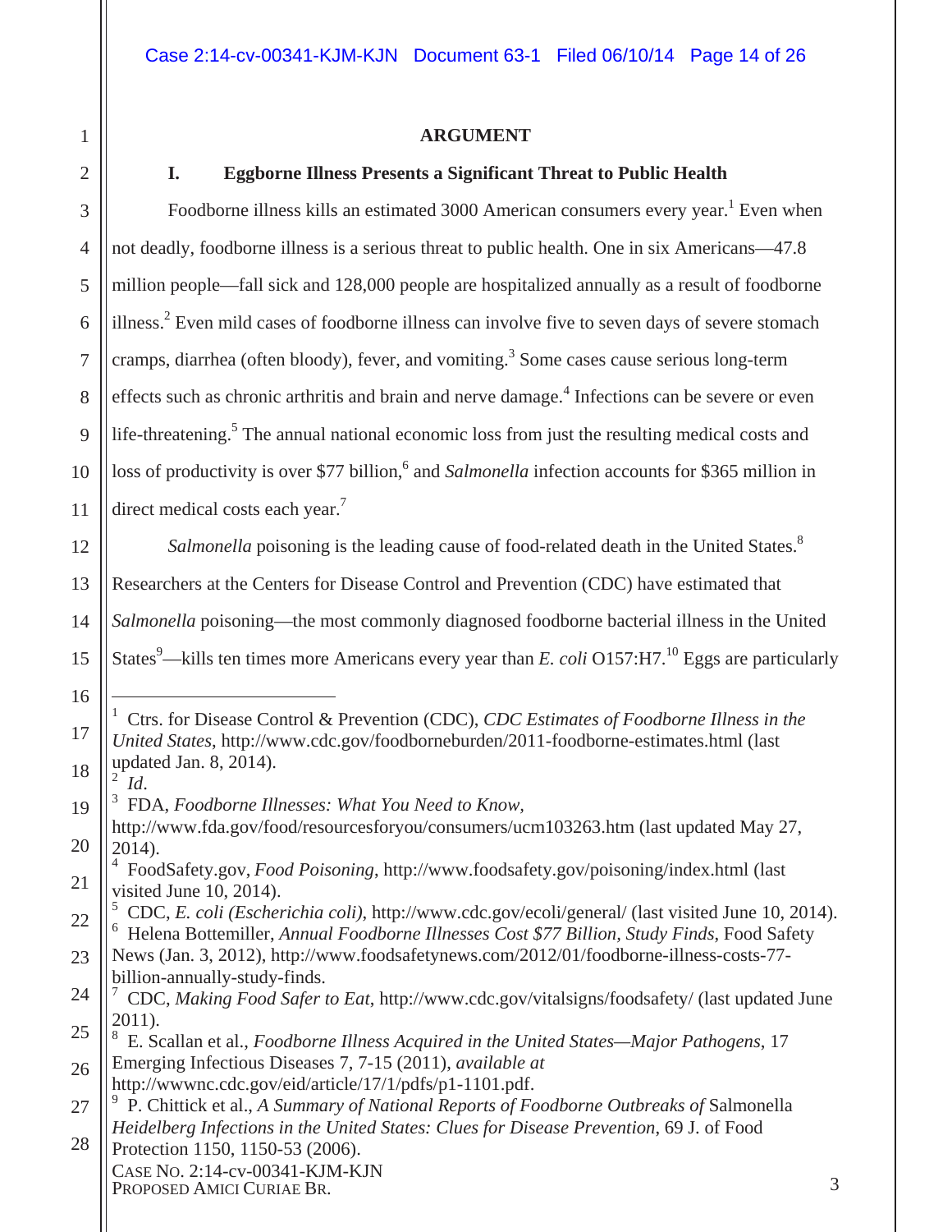## ARGUMENT

### I. Eggborne Illness Presents a Significant Threat to Public Health

Foodborne illness kills an estimated 3000 American consumers every year.[1] Even when not deadly, foodborne illness is a serious threat to public health. One in six Americans—47.8 million people—fall sick and 128,000 people are hospitalized annually as a result of foodborne illness.[2] Even mild cases of foodborne illness can involve five to seven days of severe stomach cramps, diarrhea (often bloody), fever, and vomiting.[3] Some cases cause serious long-term effects such as chronic arthritis and brain and nerve damage.[4] Infections can be severe or even life-threatening.[5] The annual national economic loss from just the resulting medical costs and loss of productivity is over $77 billion,[6] and *Salmonella* infection accounts for $365 million in direct medical costs each year.[7]

*Salmonella* poisoning is the leading cause of food-related death in the United States.[8] Researchers at the Centers for Disease Control and Prevention (CDC) have estimated that *Salmonella* poisoning—the most commonly diagnosed foodborne bacterial illness in the United States[9]—kills ten times more Americans every year than *E. coli* O157:H7.[10] Eggs are particularly

---

[1] Ctrs. for Disease Control & Prevention (CDC), *CDC Estimates of Foodborne Illness in the United States*, http://www.cdc.gov/foodborneburden/2011-foodborne-estimates.html (last updated Jan. 8, 2014).

[2] *Id*.

[3] FDA, *Foodborne Illnesses: What You Need to Know*, http://www.fda.gov/food/resourcesforyou/consumers/ucm103263.htm (last updated May 27, 2014).

[4] FoodSafety.gov, *Food Poisoning*, http://www.foodsafety.gov/poisoning/index.html (last visited June 10, 2014).

[5] CDC, *E. coli (Escherichia coli)*, http://www.cdc.gov/ecoli/general/ (last visited June 10, 2014).

[6] Helena Bottemiller, *Annual Foodborne Illnesses Cost $77 Billion, Study Finds*, Food Safety News (Jan. 3, 2012), http://www.foodsafetynews.com/2012/01/foodborne-illness-costs-77-billion-annually-study-finds.

[7] CDC, *Making Food Safer to Eat*, http://www.cdc.gov/vitalsigns/foodsafety/ (last updated June 2011).

[8] E. Scallan et al., *Foodborne Illness Acquired in the United States—Major Pathogens*, 17 Emerging Infectious Diseases 7, 7-15 (2011), *available at* http://wwwnc.cdc.gov/eid/article/17/1/pdfs/p1-1101.pdf.

[9] P. Chittick et al., *A Summary of National Reports of Foodborne Outbreaks of* Salmonella *Heidelberg Infections in the United States: Clues for Disease Prevention*, 69 J. of Food Protection 1150, 1150-53 (2006).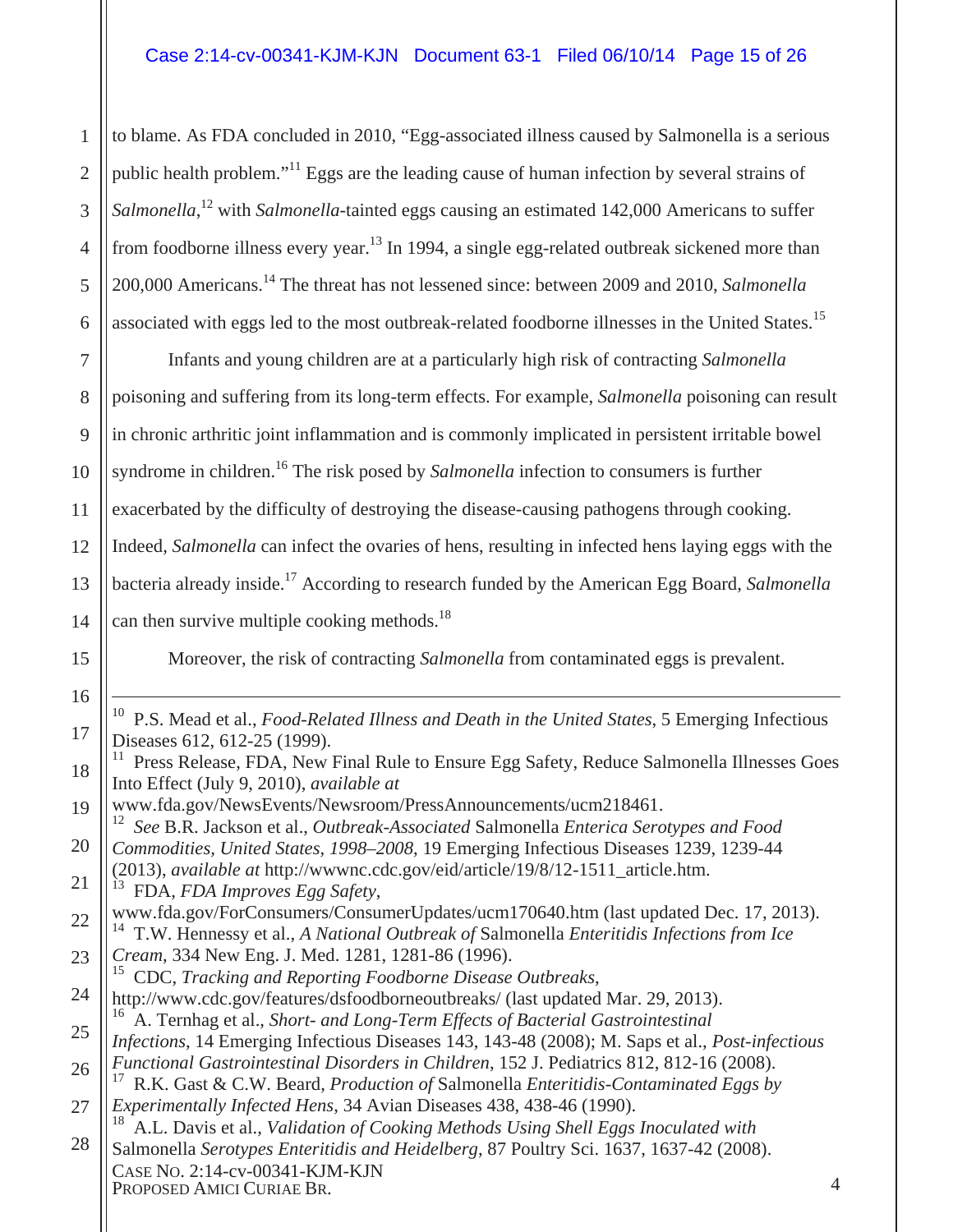to blame. As FDA concluded in 2010, "Egg-associated illness caused by Salmonella is a serious public health problem."[11] Eggs are the leading cause of human infection by several strains of *Salmonella*,[12] with *Salmonella*-tainted eggs causing an estimated 142,000 Americans to suffer from foodborne illness every year.[13] In 1994, a single egg-related outbreak sickened more than 200,000 Americans.[14] The threat has not lessened since: between 2009 and 2010, *Salmonella* associated with eggs led to the most outbreak-related foodborne illnesses in the United States.[15]

Infants and young children are at a particularly high risk of contracting *Salmonella* poisoning and suffering from its long-term effects. For example, *Salmonella* poisoning can result in chronic arthritic joint inflammation and is commonly implicated in persistent irritable bowel syndrome in children.[16] The risk posed by *Salmonella* infection to consumers is further exacerbated by the difficulty of destroying the disease-causing pathogens through cooking. Indeed, *Salmonella* can infect the ovaries of hens, resulting in infected hens laying eggs with the bacteria already inside.[17] According to research funded by the American Egg Board, *Salmonella* can then survive multiple cooking methods.[18]

Moreover, the risk of contracting *Salmonella* from contaminated eggs is prevalent.

---

[10] P.S. Mead et al., *Food-Related Illness and Death in the United States*, 5 Emerging Infectious Diseases 612, 612-25 (1999).

[11] Press Release, FDA, New Final Rule to Ensure Egg Safety, Reduce Salmonella Illnesses Goes Into Effect (July 9, 2010), *available at* www.fda.gov/NewsEvents/Newsroom/PressAnnouncements/ucm218461.

[12] *See* B.R. Jackson et al., *Outbreak-Associated* Salmonella *Enterica Serotypes and Food Commodities, United States, 1998–2008*, 19 Emerging Infectious Diseases 1239, 1239-44 (2013), *available at* http://wwwnc.cdc.gov/eid/article/19/8/12-1511_article.htm.

[13] FDA, *FDA Improves Egg Safety*, www.fda.gov/ForConsumers/ConsumerUpdates/ucm170640.htm (last updated Dec. 17, 2013).

[14] T.W. Hennessy et al., *A National Outbreak of* Salmonella *Enteritidis Infections from Ice Cream*, 334 New Eng. J. Med. 1281, 1281-86 (1996).

[15] CDC, *Tracking and Reporting Foodborne Disease Outbreaks*, http://www.cdc.gov/features/dsfoodborneoutbreaks/ (last updated Mar. 29, 2013).

[16] A. Ternhag et al., *Short- and Long-Term Effects of Bacterial Gastrointestinal Infections*, 14 Emerging Infectious Diseases 143, 143-48 (2008); M. Saps et al., *Post-infectious Functional Gastrointestinal Disorders in Children*, 152 J. Pediatrics 812, 812-16 (2008).

[17] R.K. Gast & C.W. Beard, *Production of* Salmonella *Enteritidis-Contaminated Eggs by Experimentally Infected Hens*, 34 Avian Diseases 438, 438-46 (1990).

[18] A.L. Davis et al., *Validation of Cooking Methods Using Shell Eggs Inoculated with* Salmonella *Serotypes Enteritidis and Heidelberg*, 87 Poultry Sci. 1637, 1637-42 (2008).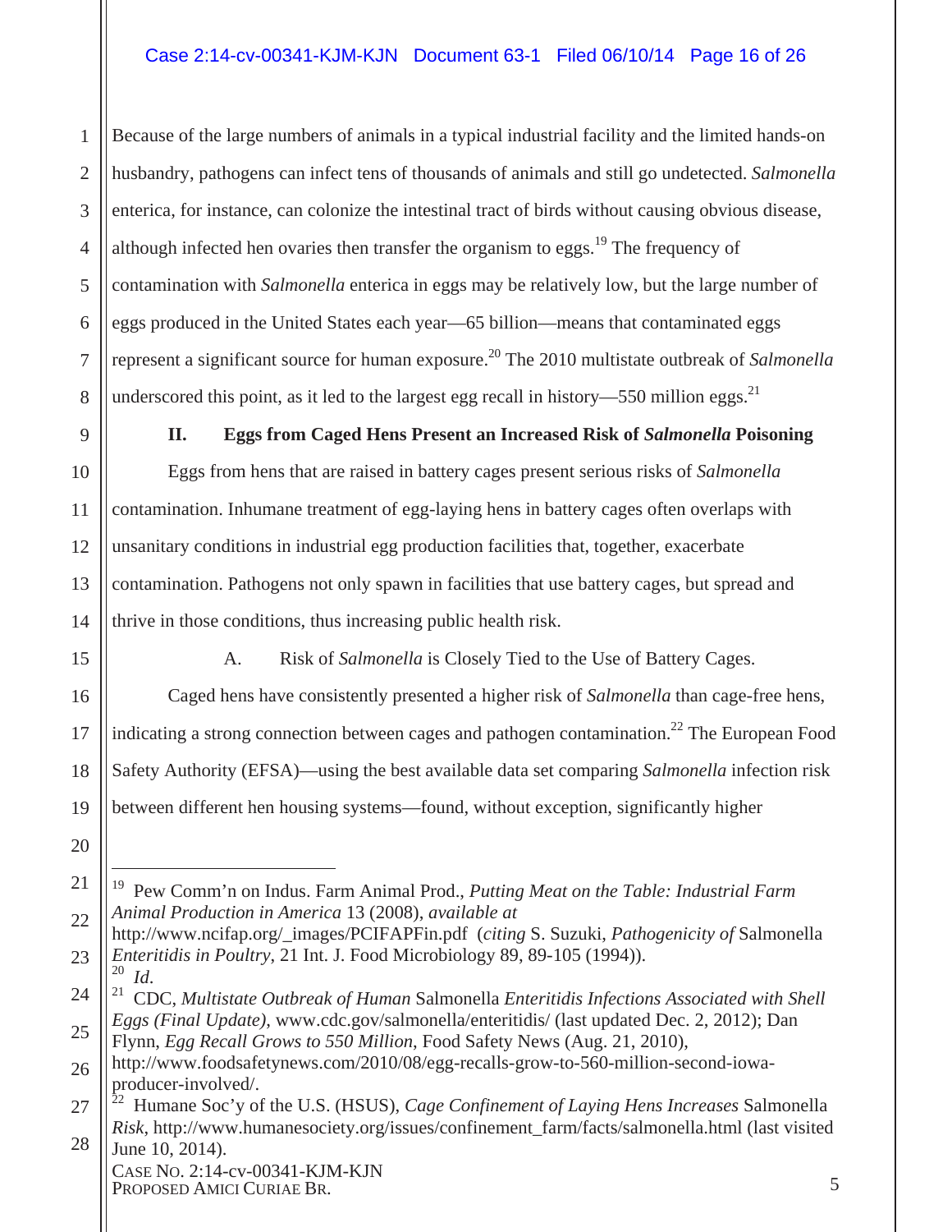Because of the large numbers of animals in a typical industrial facility and the limited hands-on husbandry, pathogens can infect tens of thousands of animals and still go undetected. *Salmonella* enterica, for instance, can colonize the intestinal tract of birds without causing obvious disease, although infected hen ovaries then transfer the organism to eggs.[19] The frequency of contamination with *Salmonella* enterica in eggs may be relatively low, but the large number of eggs produced in the United States each year—65 billion—means that contaminated eggs represent a significant source for human exposure.[20] The 2010 multistate outbreak of *Salmonella* underscored this point, as it led to the largest egg recall in history—550 million eggs.[21]

## II. Eggs from Caged Hens Present an Increased Risk of *Salmonella* Poisoning

Eggs from hens that are raised in battery cages present serious risks of *Salmonella* contamination. Inhumane treatment of egg-laying hens in battery cages often overlaps with unsanitary conditions in industrial egg production facilities that, together, exacerbate contamination. Pathogens not only spawn in facilities that use battery cages, but spread and thrive in those conditions, thus increasing public health risk.

### A. Risk of *Salmonella* is Closely Tied to the Use of Battery Cages.

Caged hens have consistently presented a higher risk of *Salmonella* than cage-free hens, indicating a strong connection between cages and pathogen contamination.[22] The European Food Safety Authority (EFSA)—using the best available data set comparing *Salmonella* infection risk between different hen housing systems—found, without exception, significantly higher

---

[19] Pew Comm'n on Indus. Farm Animal Prod., *Putting Meat on the Table: Industrial Farm Animal Production in America* 13 (2008), *available at* http://www.ncifap.org/_images/PCIFAPFin.pdf (*citing* S. Suzuki, *Pathogenicity of* Salmonella *Enteritidis in Poultry*, 21 Int. J. Food Microbiology 89, 89-105 (1994)).

[20] *Id.*

[21] CDC, *Multistate Outbreak of Human* Salmonella *Enteritidis Infections Associated with Shell Eggs (Final Update)*, www.cdc.gov/salmonella/enteritidis/ (last updated Dec. 2, 2012); Dan Flynn, *Egg Recall Grows to 550 Million*, Food Safety News (Aug. 21, 2010), http://www.foodsafetynews.com/2010/08/egg-recalls-grow-to-560-million-second-iowa-producer-involved/.

[22] Humane Soc'y of the U.S. (HSUS), *Cage Confinement of Laying Hens Increases* Salmonella *Risk*, http://www.humanesociety.org/issues/confinement_farm/facts/salmonella.html (last visited June 10, 2014).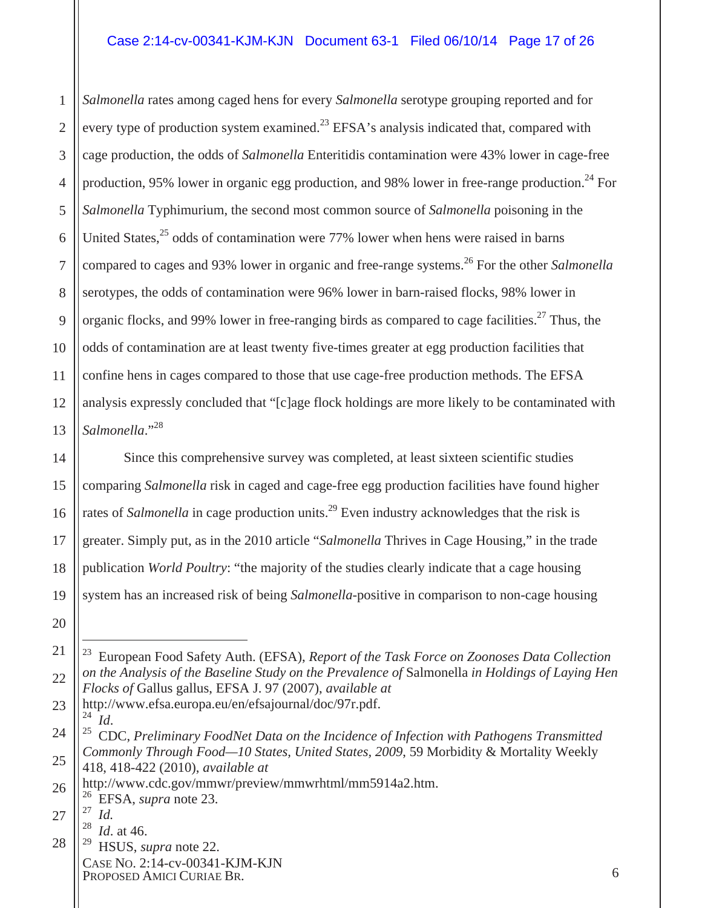*Salmonella* rates among caged hens for every *Salmonella* serotype grouping reported and for every type of production system examined.[23] EFSA's analysis indicated that, compared with cage production, the odds of *Salmonella* Enteritidis contamination were 43% lower in cage-free production, 95% lower in organic egg production, and 98% lower in free-range production.[24] For *Salmonella* Typhimurium, the second most common source of *Salmonella* poisoning in the United States,[25] odds of contamination were 77% lower when hens were raised in barns compared to cages and 93% lower in organic and free-range systems.[26] For the other *Salmonella* serotypes, the odds of contamination were 96% lower in barn-raised flocks, 98% lower in organic flocks, and 99% lower in free-ranging birds as compared to cage facilities.[27] Thus, the odds of contamination are at least twenty five-times greater at egg production facilities that confine hens in cages compared to those that use cage-free production methods. The EFSA analysis expressly concluded that "[c]age flock holdings are more likely to be contaminated with *Salmonella*."[28]

Since this comprehensive survey was completed, at least sixteen scientific studies comparing *Salmonella* risk in caged and cage-free egg production facilities have found higher rates of *Salmonella* in cage production units.[29] Even industry acknowledges that the risk is greater. Simply put, as in the 2010 article "*Salmonella* Thrives in Cage Housing," in the trade publication *World Poultry*: "the majority of the studies clearly indicate that a cage housing system has an increased risk of being *Salmonella*-positive in comparison to non-cage housing

---

[23] European Food Safety Auth. (EFSA), *Report of the Task Force on Zoonoses Data Collection on the Analysis of the Baseline Study on the Prevalence of* Salmonella *in Holdings of Laying Hen Flocks of* Gallus gallus, EFSA J. 97 (2007), *available at* http://www.efsa.europa.eu/en/efsajournal/doc/97r.pdf.

[24] *Id.*

[25] CDC, *Preliminary FoodNet Data on the Incidence of Infection with Pathogens Transmitted Commonly Through Food—10 States, United States, 2009*, 59 Morbidity & Mortality Weekly 418, 418-422 (2010), *available at* http://www.cdc.gov/mmwr/preview/mmwrhtml/mm5914a2.htm.

[26] EFSA, *supra* note 23.

[27] *Id.*

[28] *Id.* at 46.

[29] HSUS, *supra* note 22.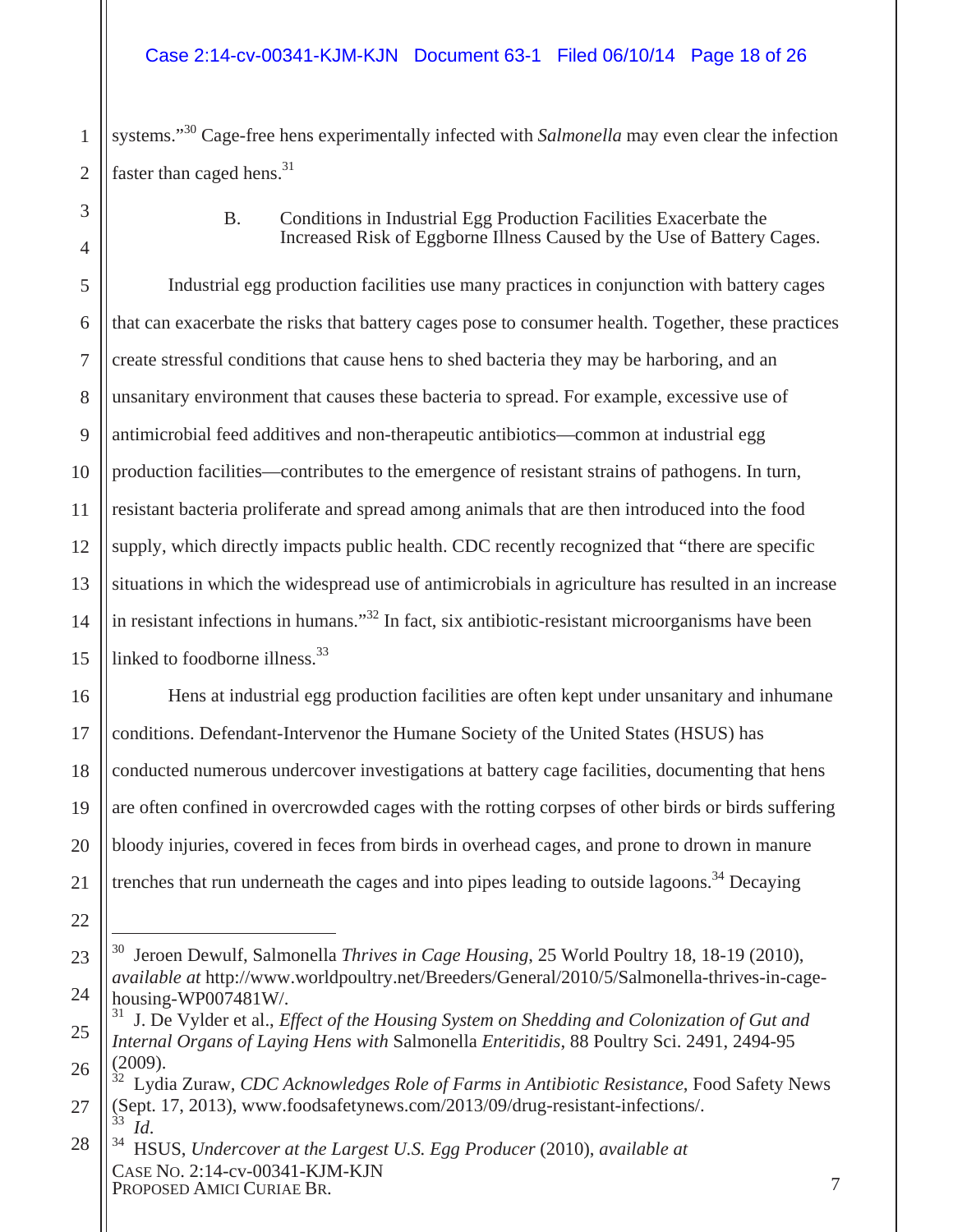systems."[30] Cage-free hens experimentally infected with *Salmonella* may even clear the infection faster than caged hens.[31]

### B. Conditions in Industrial Egg Production Facilities Exacerbate the Increased Risk of Eggborne Illness Caused by the Use of Battery Cages.

Industrial egg production facilities use many practices in conjunction with battery cages that can exacerbate the risks that battery cages pose to consumer health. Together, these practices create stressful conditions that cause hens to shed bacteria they may be harboring, and an unsanitary environment that causes these bacteria to spread. For example, excessive use of antimicrobial feed additives and non-therapeutic antibiotics—common at industrial egg production facilities—contributes to the emergence of resistant strains of pathogens. In turn, resistant bacteria proliferate and spread among animals that are then introduced into the food supply, which directly impacts public health. CDC recently recognized that "there are specific situations in which the widespread use of antimicrobials in agriculture has resulted in an increase in resistant infections in humans."[32] In fact, six antibiotic-resistant microorganisms have been linked to foodborne illness.[33]

Hens at industrial egg production facilities are often kept under unsanitary and inhumane conditions. Defendant-Intervenor the Humane Society of the United States (HSUS) has conducted numerous undercover investigations at battery cage facilities, documenting that hens are often confined in overcrowded cages with the rotting corpses of other birds or birds suffering bloody injuries, covered in feces from birds in overhead cages, and prone to drown in manure trenches that run underneath the cages and into pipes leading to outside lagoons.[34] Decaying

---

[30] Jeroen Dewulf, Salmonella *Thrives in Cage Housing*, 25 World Poultry 18, 18-19 (2010), *available at* http://www.worldpoultry.net/Breeders/General/2010/5/Salmonella-thrives-in-cage-housing-WP007481W/.

[31] J. De Vylder et al., *Effect of the Housing System on Shedding and Colonization of Gut and Internal Organs of Laying Hens with* Salmonella *Enteritidis*, 88 Poultry Sci. 2491, 2494-95 (2009).

[32] Lydia Zuraw, *CDC Acknowledges Role of Farms in Antibiotic Resistance*, Food Safety News (Sept. 17, 2013), www.foodsafetynews.com/2013/09/drug-resistant-infections/.

[33] *Id.*

[34] HSUS, *Undercover at the Largest U.S. Egg Producer* (2010), *available at*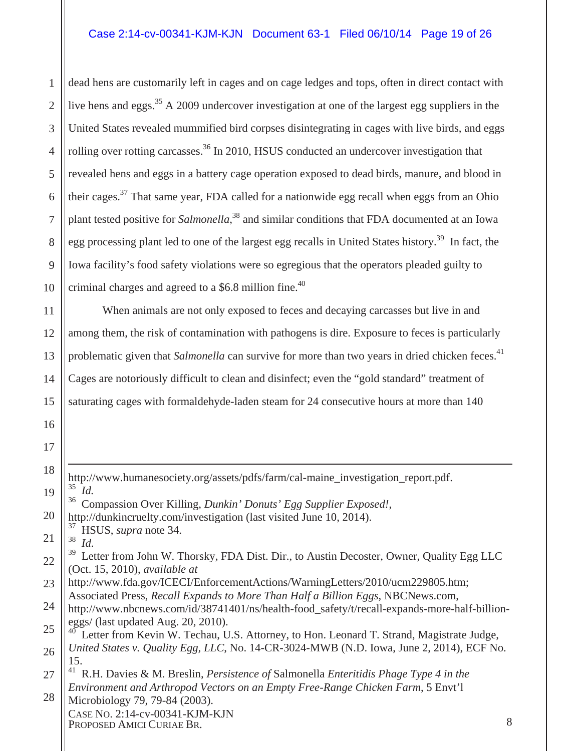dead hens are customarily left in cages and on cage ledges and tops, often in direct contact with live hens and eggs.[35] A 2009 undercover investigation at one of the largest egg suppliers in the United States revealed mummified bird corpses disintegrating in cages with live birds, and eggs rolling over rotting carcasses.[36] In 2010, HSUS conducted an undercover investigation that revealed hens and eggs in a battery cage operation exposed to dead birds, manure, and blood in their cages.[37] That same year, FDA called for a nationwide egg recall when eggs from an Ohio plant tested positive for *Salmonella*,[38] and similar conditions that FDA documented at an Iowa egg processing plant led to one of the largest egg recalls in United States history.[39] In fact, the Iowa facility's food safety violations were so egregious that the operators pleaded guilty to criminal charges and agreed to a $6.8 million fine.[40]

When animals are not only exposed to feces and decaying carcasses but live in and among them, the risk of contamination with pathogens is dire. Exposure to feces is particularly problematic given that *Salmonella* can survive for more than two years in dried chicken feces.[41] Cages are notoriously difficult to clean and disinfect; even the "gold standard" treatment of saturating cages with formaldehyde-laden steam for 24 consecutive hours at more than 140

---

http://www.humanesociety.org/assets/pdfs/farm/cal-maine_investigation_report.pdf.

[35] *Id.*

[36] Compassion Over Killing, *Dunkin' Donuts' Egg Supplier Exposed!*, http://dunkincruelty.com/investigation (last visited June 10, 2014).

[37] HSUS, *supra* note 34.

[38] *Id.*

[39] Letter from John W. Thorsky, FDA Dist. Dir., to Austin Decoster, Owner, Quality Egg LLC (Oct. 15, 2010), *available at* http://www.fda.gov/ICECI/EnforcementActions/WarningLetters/2010/ucm229805.htm; Associated Press, *Recall Expands to More Than Half a Billion Eggs*, NBCNews.com, http://www.nbcnews.com/id/38741401/ns/health-food_safety/t/recall-expands-more-half-billion-eggs/ (last updated Aug. 20, 2010).

[40] Letter from Kevin W. Techau, U.S. Attorney, to Hon. Leonard T. Strand, Magistrate Judge, *United States v. Quality Egg, LLC*, No. 14-CR-3024-MWB (N.D. Iowa, June 2, 2014), ECF No. 15.

[41] R.H. Davies & M. Breslin, *Persistence of* Salmonella *Enteritidis Phage Type 4 in the Environment and Arthropod Vectors on an Empty Free-Range Chicken Farm*, 5 Envt'l Microbiology 79, 79-84 (2003).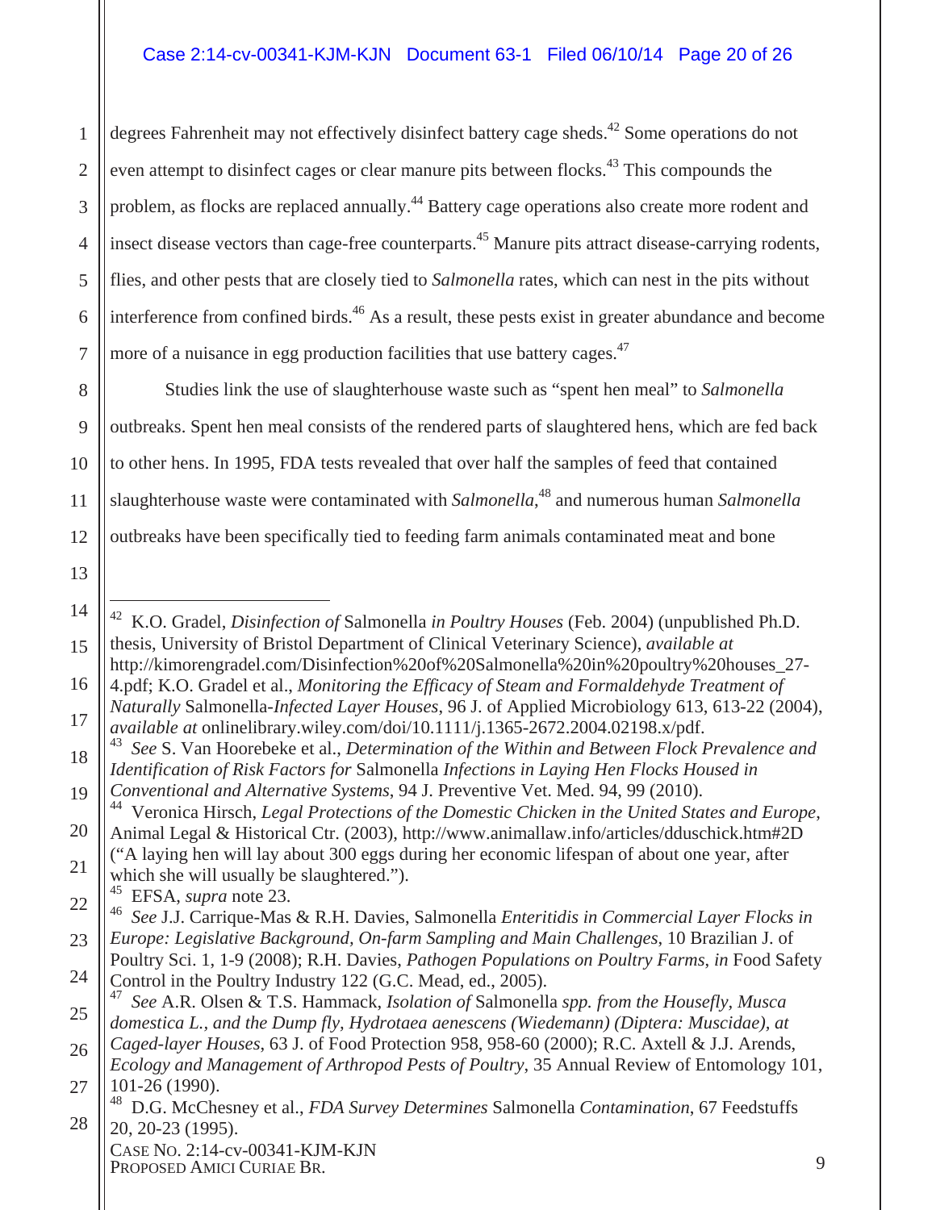degrees Fahrenheit may not effectively disinfect battery cage sheds.[42] Some operations do not even attempt to disinfect cages or clear manure pits between flocks.[43] This compounds the problem, as flocks are replaced annually.[44] Battery cage operations also create more rodent and insect disease vectors than cage-free counterparts.[45] Manure pits attract disease-carrying rodents, flies, and other pests that are closely tied to *Salmonella* rates, which can nest in the pits without interference from confined birds.[46] As a result, these pests exist in greater abundance and become more of a nuisance in egg production facilities that use battery cages.[47]

Studies link the use of slaughterhouse waste such as "spent hen meal" to *Salmonella* outbreaks. Spent hen meal consists of the rendered parts of slaughtered hens, which are fed back to other hens. In 1995, FDA tests revealed that over half the samples of feed that contained slaughterhouse waste were contaminated with *Salmonella*,[48] and numerous human *Salmonella* outbreaks have been specifically tied to feeding farm animals contaminated meat and bone

---

[42] K.O. Gradel, *Disinfection of* Salmonella *in Poultry Houses* (Feb. 2004) (unpublished Ph.D. thesis, University of Bristol Department of Clinical Veterinary Science), *available at* http://kimorengradel.com/Disinfection%20of%20Salmonella%20in%20poultry%20houses_27-4.pdf; K.O. Gradel et al., *Monitoring the Efficacy of Steam and Formaldehyde Treatment of Naturally* Salmonella*-Infected Layer Houses*, 96 J. of Applied Microbiology 613, 613-22 (2004), *available at* onlinelibrary.wiley.com/doi/10.1111/j.1365-2672.2004.02198.x/pdf.

[43] *See* S. Van Hoorebeke et al., *Determination of the Within and Between Flock Prevalence and Identification of Risk Factors for* Salmonella *Infections in Laying Hen Flocks Housed in Conventional and Alternative Systems*, 94 J. Preventive Vet. Med. 94, 99 (2010).

[44] Veronica Hirsch, *Legal Protections of the Domestic Chicken in the United States and Europe*, Animal Legal & Historical Ctr. (2003), http://www.animallaw.info/articles/dduschick.htm#2D ("A laying hen will lay about 300 eggs during her economic lifespan of about one year, after which she will usually be slaughtered.").

[45] EFSA, *supra* note 23.

[46] *See* J.J. Carrique-Mas & R.H. Davies, Salmonella *Enteritidis in Commercial Layer Flocks in Europe: Legislative Background, On-farm Sampling and Main Challenges*, 10 Brazilian J. of Poultry Sci. 1, 1-9 (2008); R.H. Davies, *Pathogen Populations on Poultry Farms*, *in* Food Safety Control in the Poultry Industry 122 (G.C. Mead, ed., 2005).

[47] *See* A.R. Olsen & T.S. Hammack, *Isolation of* Salmonella *spp. from the Housefly, Musca domestica L., and the Dump fly, Hydrotaea aenescens (Wiedemann) (Diptera: Muscidae), at Caged-layer Houses*, 63 J. of Food Protection 958, 958-60 (2000); R.C. Axtell & J.J. Arends, *Ecology and Management of Arthropod Pests of Poultry*, 35 Annual Review of Entomology 101, 101-26 (1990).

[48] D.G. McChesney et al., *FDA Survey Determines* Salmonella *Contamination*, 67 Feedstuffs 20, 20-23 (1995).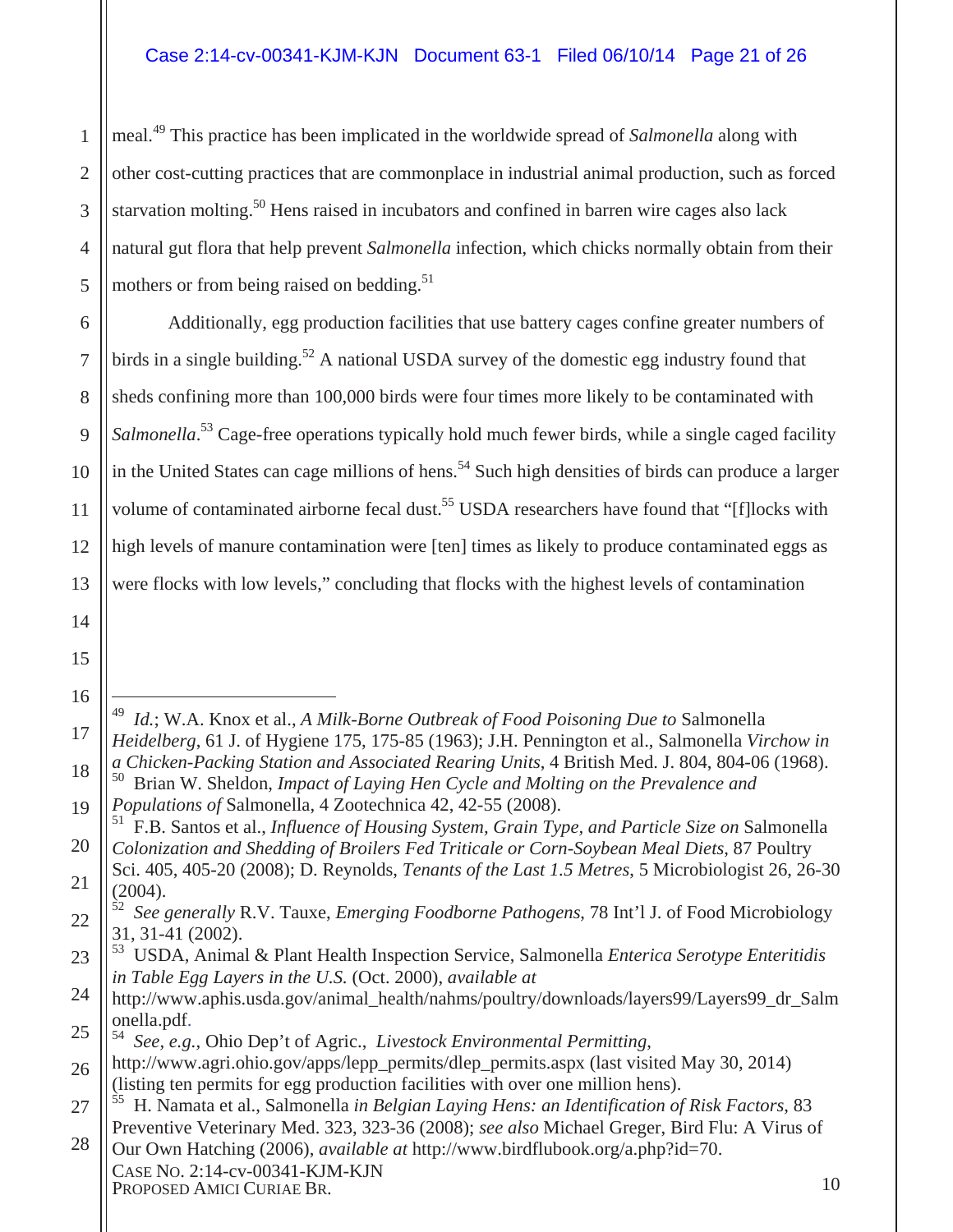meal.[49] This practice has been implicated in the worldwide spread of *Salmonella* along with other cost-cutting practices that are commonplace in industrial animal production, such as forced starvation molting.[50] Hens raised in incubators and confined in barren wire cages also lack natural gut flora that help prevent *Salmonella* infection, which chicks normally obtain from their mothers or from being raised on bedding.[51]

Additionally, egg production facilities that use battery cages confine greater numbers of birds in a single building.[52] A national USDA survey of the domestic egg industry found that sheds confining more than 100,000 birds were four times more likely to be contaminated with *Salmonella*.[53] Cage-free operations typically hold much fewer birds, while a single caged facility in the United States can cage millions of hens.[54] Such high densities of birds can produce a larger volume of contaminated airborne fecal dust.[55] USDA researchers have found that "[f]locks with high levels of manure contamination were [ten] times as likely to produce contaminated eggs as were flocks with low levels," concluding that flocks with the highest levels of contamination

---

[49] *Id.*; W.A. Knox et al., *A Milk-Borne Outbreak of Food Poisoning Due to* Salmonella *Heidelberg*, 61 J. of Hygiene 175, 175-85 (1963); J.H. Pennington et al., Salmonella *Virchow in a Chicken-Packing Station and Associated Rearing Units*, 4 British Med. J. 804, 804-06 (1968).

[50] Brian W. Sheldon, *Impact of Laying Hen Cycle and Molting on the Prevalence and Populations of* Salmonella, 4 Zootechnica 42, 42-55 (2008).

[51] F.B. Santos et al., *Influence of Housing System, Grain Type, and Particle Size on* Salmonella *Colonization and Shedding of Broilers Fed Triticale or Corn-Soybean Meal Diets*, 87 Poultry Sci. 405, 405-20 (2008); D. Reynolds, *Tenants of the Last 1.5 Metres*, 5 Microbiologist 26, 26-30 (2004).

[52] *See generally* R.V. Tauxe, *Emerging Foodborne Pathogens*, 78 Int'l J. of Food Microbiology 31, 31-41 (2002).

[53] USDA, Animal & Plant Health Inspection Service, Salmonella *Enterica Serotype Enteritidis in Table Egg Layers in the U.S.* (Oct. 2000), *available at* http://www.aphis.usda.gov/animal_health/nahms/poultry/downloads/layers99/Layers99_dr_Salmonella.pdf.

[54] *See, e.g.*, Ohio Dep't of Agric., *Livestock Environmental Permitting*, http://www.agri.ohio.gov/apps/lepp_permits/dlep_permits.aspx (last visited May 30, 2014) (listing ten permits for egg production facilities with over one million hens).

[55] H. Namata et al., Salmonella *in Belgian Laying Hens: an Identification of Risk Factors*, 83 Preventive Veterinary Med. 323, 323-36 (2008); *see also* Michael Greger, Bird Flu: A Virus of Our Own Hatching (2006), *available at* http://www.birdflubook.org/a.php?id=70.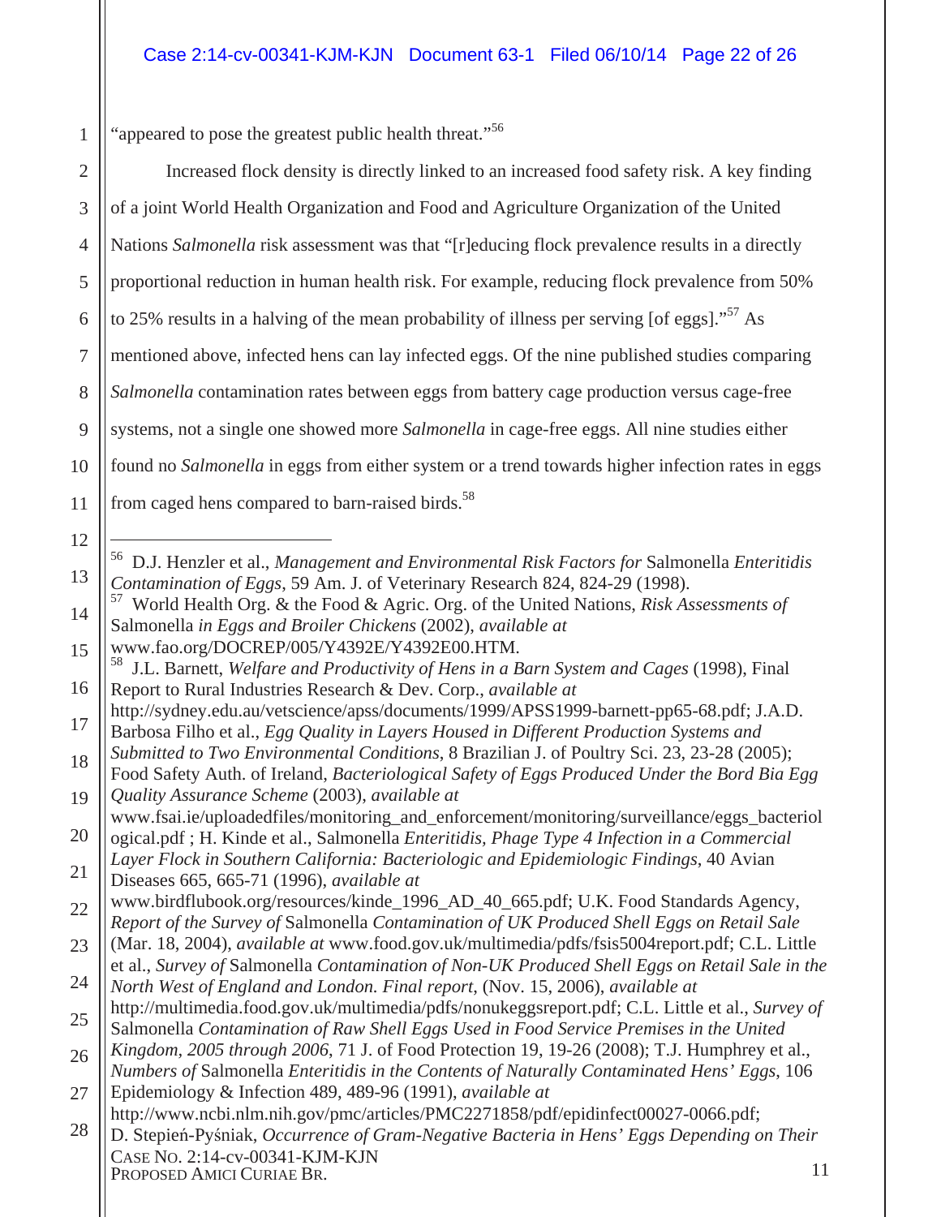"appeared to pose the greatest public health threat."[56]

Increased flock density is directly linked to an increased food safety risk. A key finding of a joint World Health Organization and Food and Agriculture Organization of the United Nations *Salmonella* risk assessment was that "[r]educing flock prevalence results in a directly proportional reduction in human health risk. For example, reducing flock prevalence from 50% to 25% results in a halving of the mean probability of illness per serving [of eggs]."[57] As mentioned above, infected hens can lay infected eggs. Of the nine published studies comparing *Salmonella* contamination rates between eggs from battery cage production versus cage-free systems, not a single one showed more *Salmonella* in cage-free eggs. All nine studies either found no *Salmonella* in eggs from either system or a trend towards higher infection rates in eggs from caged hens compared to barn-raised birds.[58]

---

[56] D.J. Henzler et al., *Management and Environmental Risk Factors for* Salmonella *Enteritidis Contamination of Eggs*, 59 Am. J. of Veterinary Research 824, 824-29 (1998).

[57] World Health Org. & the Food & Agric. Org. of the United Nations, *Risk Assessments of* Salmonella *in Eggs and Broiler Chickens* (2002), *available at* www.fao.org/DOCREP/005/Y4392E/Y4392E00.HTM.

[58] J.L. Barnett, *Welfare and Productivity of Hens in a Barn System and Cages* (1998), Final Report to Rural Industries Research & Dev. Corp., *available at* http://sydney.edu.au/vetscience/apss/documents/1999/APSS1999-barnett-pp65-68.pdf; J.A.D. Barbosa Filho et al., *Egg Quality in Layers Housed in Different Production Systems and Submitted to Two Environmental Conditions*, 8 Brazilian J. of Poultry Sci. 23, 23-28 (2005); Food Safety Auth. of Ireland, *Bacteriological Safety of Eggs Produced Under the Bord Bia Egg Quality Assurance Scheme* (2003), *available at* www.fsai.ie/uploadedfiles/monitoring_and_enforcement/monitoring/surveillance/eggs_bacteriological.pdf ; H. Kinde et al., Salmonella *Enteritidis, Phage Type 4 Infection in a Commercial Layer Flock in Southern California: Bacteriologic and Epidemiologic Findings*, 40 Avian Diseases 665, 665-71 (1996), *available at* www.birdflubook.org/resources/kinde_1996_AD_40_665.pdf; U.K. Food Standards Agency, *Report of the Survey of* Salmonella *Contamination of UK Produced Shell Eggs on Retail Sale* (Mar. 18, 2004), *available at* www.food.gov.uk/multimedia/pdfs/fsis5004report.pdf; C.L. Little et al., *Survey of* Salmonella *Contamination of Non-UK Produced Shell Eggs on Retail Sale in the North West of England and London. Final report*, (Nov. 15, 2006), *available at* http://multimedia.food.gov.uk/multimedia/pdfs/nonukeggsreport.pdf; C.L. Little et al., *Survey of* Salmonella *Contamination of Raw Shell Eggs Used in Food Service Premises in the United Kingdom, 2005 through 2006*, 71 J. of Food Protection 19, 19-26 (2008); T.J. Humphrey et al., *Numbers of* Salmonella *Enteritidis in the Contents of Naturally Contaminated Hens' Eggs*, 106 Epidemiology & Infection 489, 489-96 (1991), *available at* http://www.ncbi.nlm.nih.gov/pmc/articles/PMC2271858/pdf/epidinfect00027-0066.pdf; D. Stepień-Pyśniak, *Occurrence of Gram-Negative Bacteria in Hens' Eggs Depending on Their*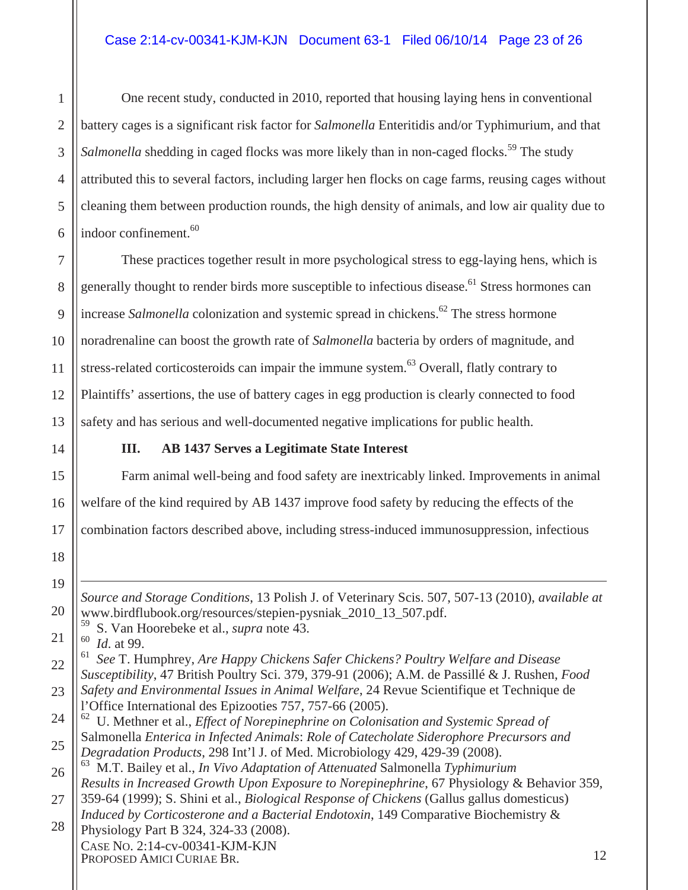One recent study, conducted in 2010, reported that housing laying hens in conventional battery cages is a significant risk factor for *Salmonella* Enteritidis and/or Typhimurium, and that *Salmonella* shedding in caged flocks was more likely than in non-caged flocks.[59] The study attributed this to several factors, including larger hen flocks on cage farms, reusing cages without cleaning them between production rounds, the high density of animals, and low air quality due to indoor confinement.[60]

These practices together result in more psychological stress to egg-laying hens, which is generally thought to render birds more susceptible to infectious disease.[61] Stress hormones can increase *Salmonella* colonization and systemic spread in chickens.[62] The stress hormone noradrenaline can boost the growth rate of *Salmonella* bacteria by orders of magnitude, and stress-related corticosteroids can impair the immune system.[63] Overall, flatly contrary to Plaintiffs' assertions, the use of battery cages in egg production is clearly connected to food safety and has serious and well-documented negative implications for public health.

### III. AB 1437 Serves a Legitimate State Interest

Farm animal well-being and food safety are inextricably linked. Improvements in animal welfare of the kind required by AB 1437 improve food safety by reducing the effects of the combination factors described above, including stress-induced immunosuppression, infectious

---

*Source and Storage Conditions*, 13 Polish J. of Veterinary Scis. 507, 507-13 (2010), *available at* www.birdflubook.org/resources/stepien-pysniak_2010_13_507.pdf.

[59] S. Van Hoorebeke et al., *supra* note 43.

[60] *Id.* at 99.

[61] *See* T. Humphrey, *Are Happy Chickens Safer Chickens? Poultry Welfare and Disease Susceptibility*, 47 British Poultry Sci. 379, 379-91 (2006); A.M. de Passillé & J. Rushen, *Food Safety and Environmental Issues in Animal Welfare*, 24 Revue Scientifique et Technique de l'Office International des Epizooties 757, 757-66 (2005).

[62] U. Methner et al., *Effect of Norepinephrine on Colonisation and Systemic Spread of* Salmonella *Enterica in Infected Animals*: *Role of Catecholate Siderophore Precursors and Degradation Products*, 298 Int'l J. of Med. Microbiology 429, 429-39 (2008).

[63] M.T. Bailey et al., *In Vivo Adaptation of Attenuated* Salmonella *Typhimurium Results in Increased Growth Upon Exposure to Norepinephrine*, 67 Physiology & Behavior 359, 359-64 (1999); S. Shini et al., *Biological Response of Chickens* (Gallus gallus domesticus) *Induced by Corticosterone and a Bacterial Endotoxin*, 149 Comparative Biochemistry & Physiology Part B 324, 324-33 (2008).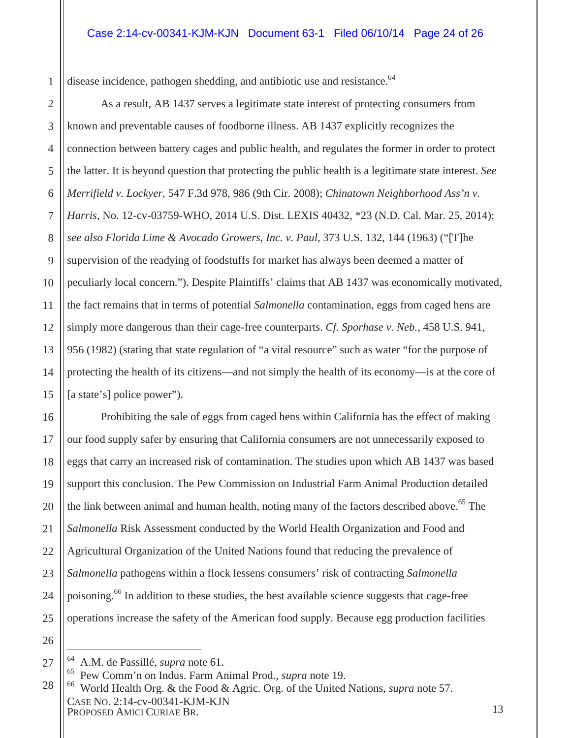disease incidence, pathogen shedding, and antibiotic use and resistance.[64]

As a result, AB 1437 serves a legitimate state interest of protecting consumers from known and preventable causes of foodborne illness. AB 1437 explicitly recognizes the connection between battery cages and public health, and regulates the former in order to protect the latter. It is beyond question that protecting the public health is a legitimate state interest. *See Merrifield v. Lockyer*, 547 F.3d 978, 986 (9th Cir. 2008); *Chinatown Neighborhood Ass'n v. Harris*, No. 12-cv-03759-WHO, 2014 U.S. Dist. LEXIS 40432, *23 (N.D. Cal. Mar. 25, 2014); *see also Florida Lime & Avocado Growers, Inc. v. Paul*, 373 U.S. 132, 144 (1963) ("[T]he supervision of the readying of foodstuffs for market has always been deemed a matter of peculiarly local concern."). Despite Plaintiffs' claims that AB 1437 was economically motivated, the fact remains that in terms of potential *Salmonella* contamination, eggs from caged hens are simply more dangerous than their cage-free counterparts. *Cf. Sporhase v. Neb.*, 458 U.S. 941, 956 (1982) (stating that state regulation of "a vital resource" such as water "for the purpose of protecting the health of its citizens—and not simply the health of its economy—is at the core of [a state's] police power").

Prohibiting the sale of eggs from caged hens within California has the effect of making our food supply safer by ensuring that California consumers are not unnecessarily exposed to eggs that carry an increased risk of contamination. The studies upon which AB 1437 was based support this conclusion. The Pew Commission on Industrial Farm Animal Production detailed the link between animal and human health, noting many of the factors described above.[65] The *Salmonella* Risk Assessment conducted by the World Health Organization and Food and Agricultural Organization of the United Nations found that reducing the prevalence of *Salmonella* pathogens within a flock lessens consumers' risk of contracting *Salmonella* poisoning.[66] In addition to these studies, the best available science suggests that cage-free operations increase the safety of the American food supply. Because egg production facilities

---

[64] A.M. de Passillé, *supra* note 61.

[65] Pew Comm'n on Indus. Farm Animal Prod., *supra* note 19.

[66] World Health Org. & the Food & Agric. Org. of the United Nations, *supra* note 57.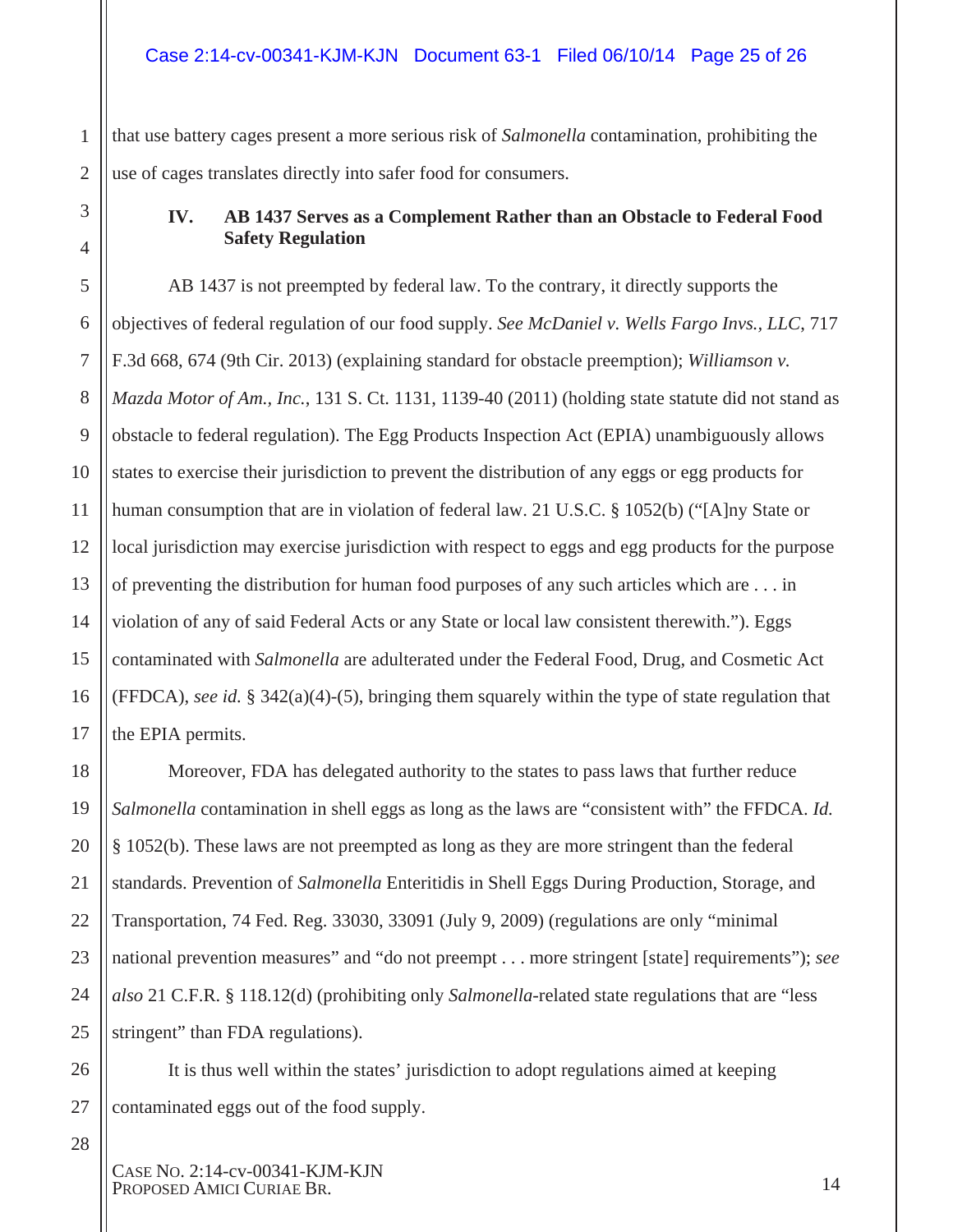that use battery cages present a more serious risk of *Salmonella* contamination, prohibiting the use of cages translates directly into safer food for consumers.

### IV. AB 1437 Serves as a Complement Rather than an Obstacle to Federal Food Safety Regulation

AB 1437 is not preempted by federal law. To the contrary, it directly supports the objectives of federal regulation of our food supply. *See McDaniel v. Wells Fargo Invs., LLC*, 717 F.3d 668, 674 (9th Cir. 2013) (explaining standard for obstacle preemption); *Williamson v. Mazda Motor of Am., Inc.*, 131 S. Ct. 1131, 1139-40 (2011) (holding state statute did not stand as obstacle to federal regulation). The Egg Products Inspection Act (EPIA) unambiguously allows states to exercise their jurisdiction to prevent the distribution of any eggs or egg products for human consumption that are in violation of federal law. 21 U.S.C. § 1052(b) ("[A]ny State or local jurisdiction may exercise jurisdiction with respect to eggs and egg products for the purpose of preventing the distribution for human food purposes of any such articles which are . . . in violation of any of said Federal Acts or any State or local law consistent therewith."). Eggs contaminated with *Salmonella* are adulterated under the Federal Food, Drug, and Cosmetic Act (FFDCA), *see id.* § 342(a)(4)-(5), bringing them squarely within the type of state regulation that the EPIA permits.

Moreover, FDA has delegated authority to the states to pass laws that further reduce *Salmonella* contamination in shell eggs as long as the laws are "consistent with" the FFDCA. *Id.* § 1052(b). These laws are not preempted as long as they are more stringent than the federal standards. Prevention of *Salmonella* Enteritidis in Shell Eggs During Production, Storage, and Transportation, 74 Fed. Reg. 33030, 33091 (July 9, 2009) (regulations are only "minimal national prevention measures" and "do not preempt . . . more stringent [state] requirements"); *see also* 21 C.F.R. § 118.12(d) (prohibiting only *Salmonella*-related state regulations that are "less stringent" than FDA regulations).

It is thus well within the states' jurisdiction to adopt regulations aimed at keeping contaminated eggs out of the food supply.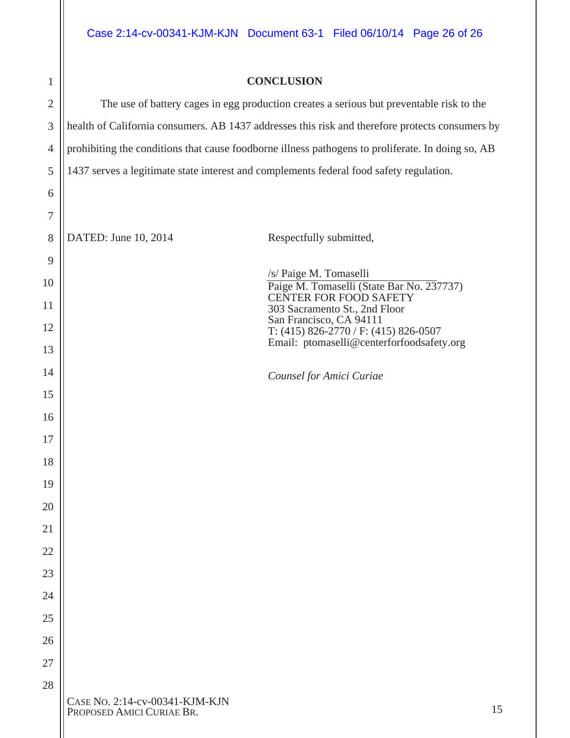## CONCLUSION

The use of battery cages in egg production creates a serious but preventable risk to the health of California consumers. AB 1437 addresses this risk and therefore protects consumers by prohibiting the conditions that cause foodborne illness pathogens to proliferate. In doing so, AB 1437 serves a legitimate state interest and complements federal food safety regulation.

DATED: June 10, 2014

Respectfully submitted,

/s/ Paige M. Tomaselli
Paige M. Tomaselli (State Bar No. 237737)
CENTER FOR FOOD SAFETY
303 Sacramento St., 2nd Floor
San Francisco, CA 94111
T: (415) 826-2770 / F: (415) 826-0507
Email: ptomaselli@centerforfoodsafety.org

*Counsel for Amici Curiae*